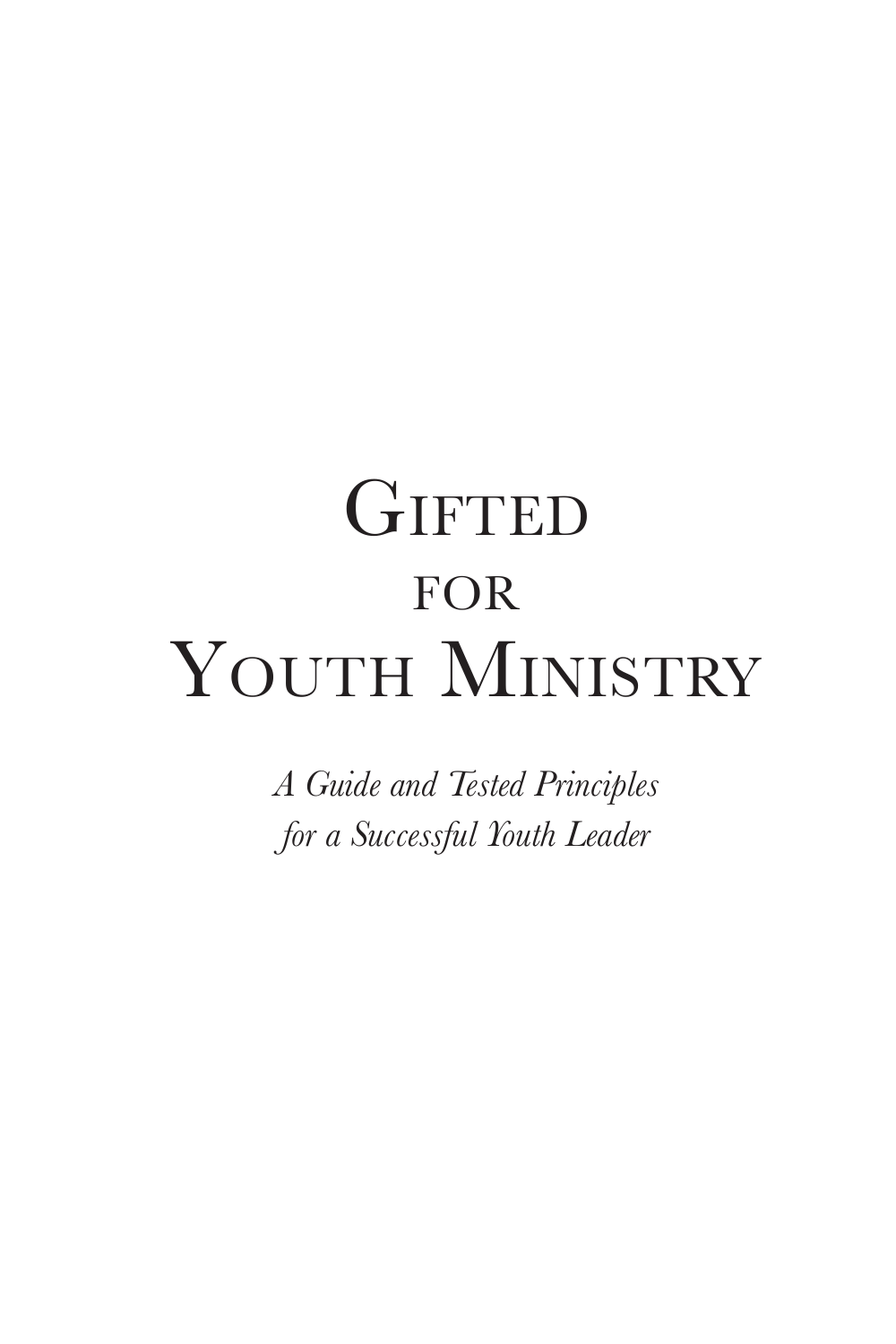# Gifted for Youth Ministry

*A Guide and Tested Principles for a Successful Youth Leader*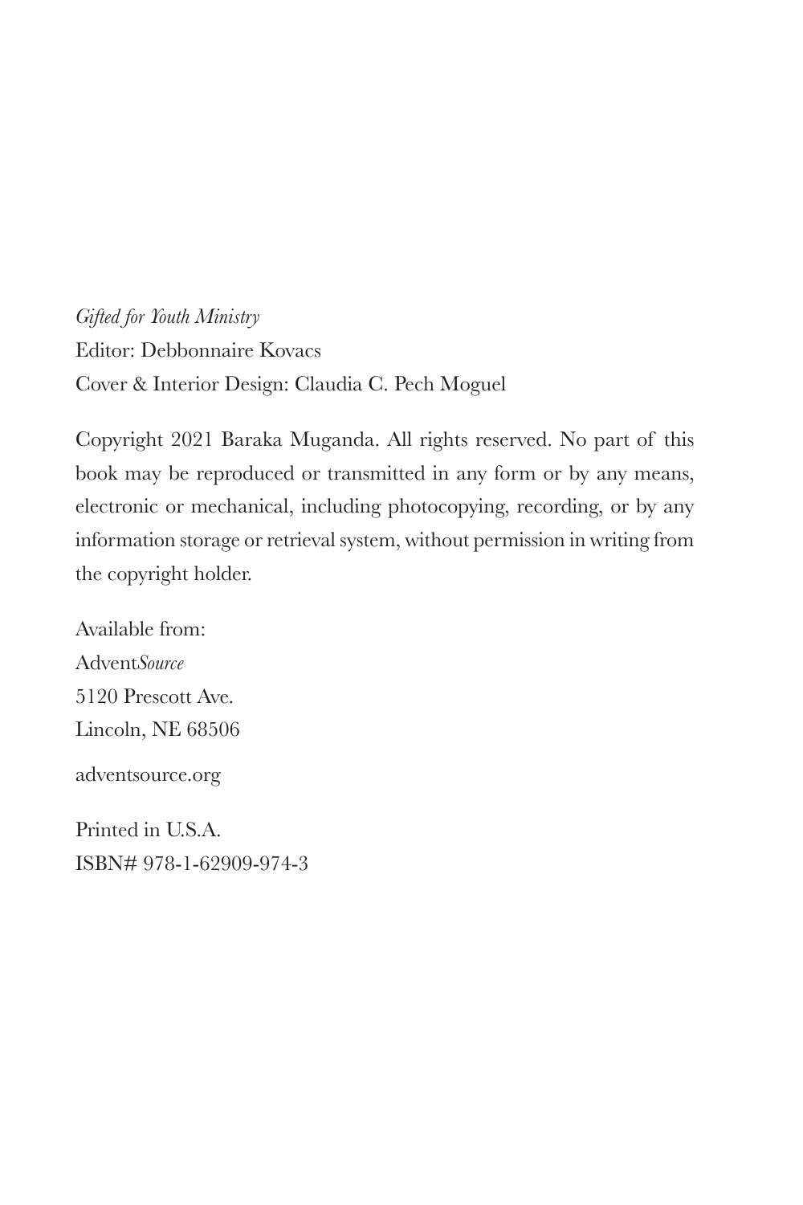*Gifted for Youth Ministry*
Editor: Debbonnaire Kovacs
Cover & Interior Design: Claudia C. Pech Moguel

Copyright 2021 Baraka Muganda. All rights reserved. No part of this book may be reproduced or transmitted in any form or by any means, electronic or mechanical, including photocopying, recording, or by any information storage or retrieval system, without permission in writing from the copyright holder.

Available from:
Advent*Source*
5120 Prescott Ave.
Lincoln, NE 68506

adventsource.org

Printed in U.S.A.
ISBN# 978-1-62909-974-3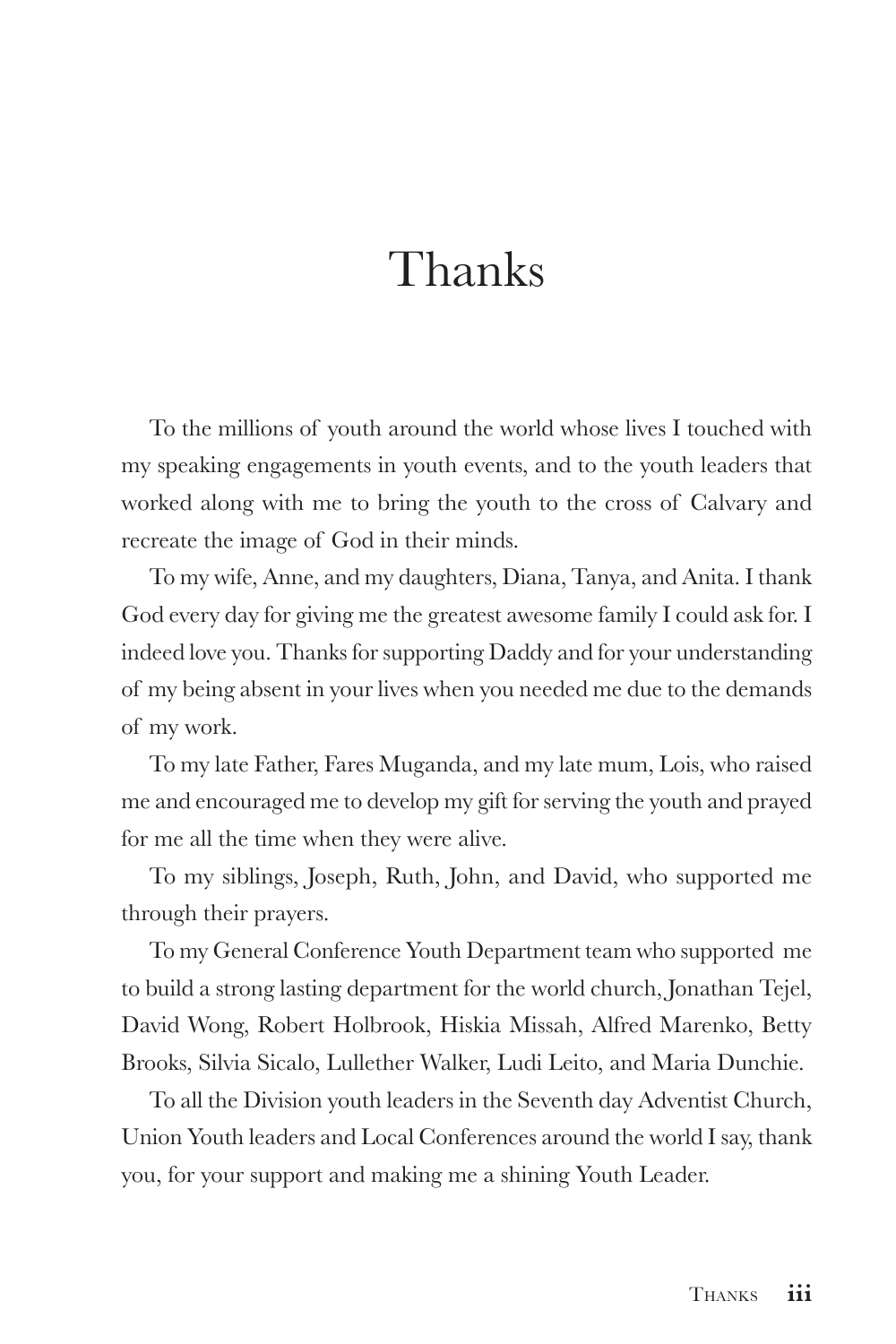# Thanks

To the millions of youth around the world whose lives I touched with my speaking engagements in youth events, and to the youth leaders that worked along with me to bring the youth to the cross of Calvary and recreate the image of God in their minds.

To my wife, Anne, and my daughters, Diana, Tanya, and Anita. I thank God every day for giving me the greatest awesome family I could ask for. I indeed love you. Thanks for supporting Daddy and for your understanding of my being absent in your lives when you needed me due to the demands of my work.

To my late Father, Fares Muganda, and my late mum, Lois, who raised me and encouraged me to develop my gift for serving the youth and prayed for me all the time when they were alive.

To my siblings, Joseph, Ruth, John, and David, who supported me through their prayers.

To my General Conference Youth Department team who supported me to build a strong lasting department for the world church, Jonathan Tejel, David Wong, Robert Holbrook, Hiskia Missah, Alfred Marenko, Betty Brooks, Silvia Sicalo, Lullether Walker, Ludi Leito, and Maria Dunchie.

To all the Division youth leaders in the Seventh day Adventist Church, Union Youth leaders and Local Conferences around the world I say, thank you, for your support and making me a shining Youth Leader.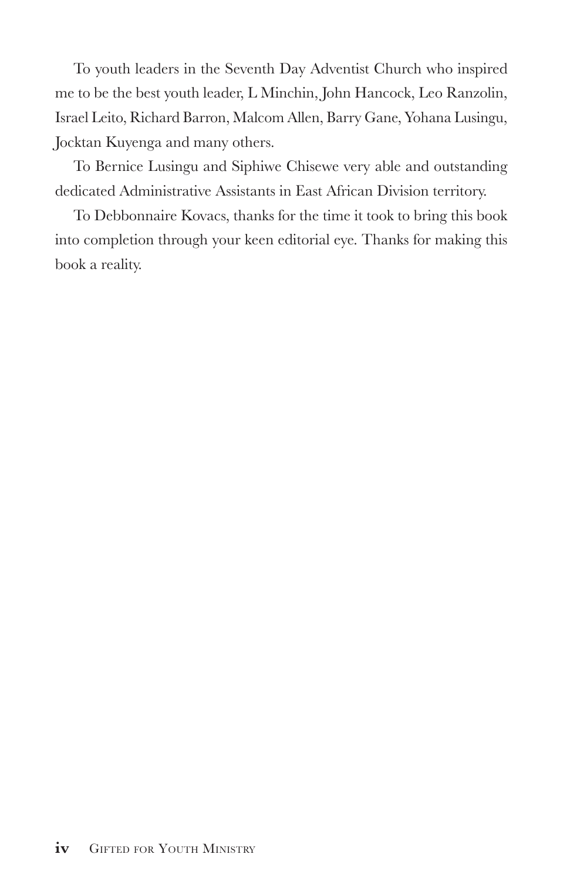To youth leaders in the Seventh Day Adventist Church who inspired me to be the best youth leader, L Minchin, John Hancock, Leo Ranzolin, Israel Leito, Richard Barron, Malcom Allen, Barry Gane, Yohana Lusingu, Jocktan Kuyenga and many others.

To Bernice Lusingu and Siphiwe Chisewe very able and outstanding dedicated Administrative Assistants in East African Division territory.

To Debbonnaire Kovacs, thanks for the time it took to bring this book into completion through your keen editorial eye. Thanks for making this book a reality.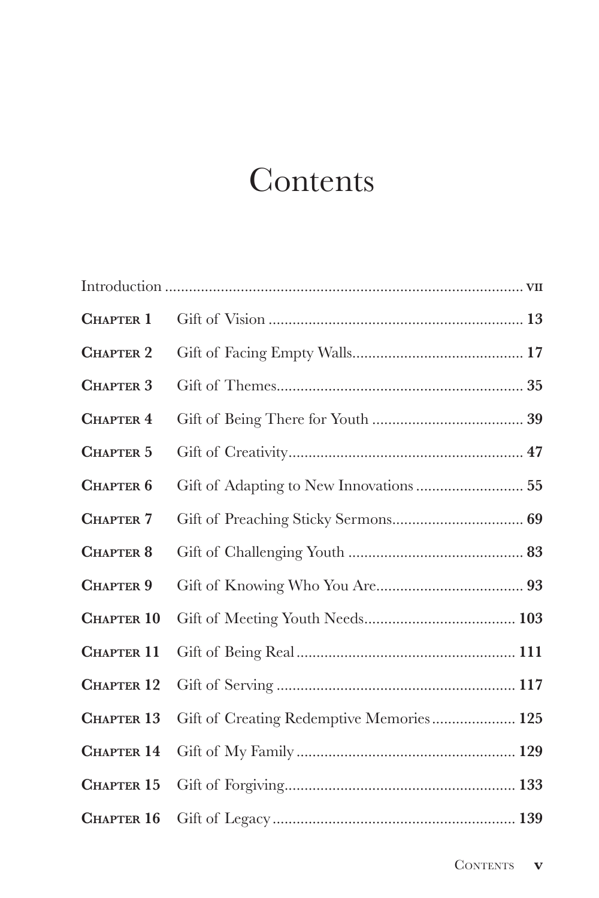# Contents

| | | |
|---|---|---|
| Introduction | | **vii** |
| **Chapter 1** | Gift of Vision | **13** |
| **Chapter 2** | Gift of Facing Empty Walls | **17** |
| **Chapter 3** | Gift of Themes | **35** |
| **Chapter 4** | Gift of Being There for Youth | **39** |
| **Chapter 5** | Gift of Creativity | **47** |
| **Chapter 6** | Gift of Adapting to New Innovations | **55** |
| **Chapter 7** | Gift of Preaching Sticky Sermons | **69** |
| **Chapter 8** | Gift of Challenging Youth | **83** |
| **Chapter 9** | Gift of Knowing Who You Are | **93** |
| **Chapter 10** | Gift of Meeting Youth Needs | **103** |
| **Chapter 11** | Gift of Being Real | **111** |
| **Chapter 12** | Gift of Serving | **117** |
| **Chapter 13** | Gift of Creating Redemptive Memories | **125** |
| **Chapter 14** | Gift of My Family | **129** |
| **Chapter 15** | Gift of Forgiving | **133** |
| **Chapter 16** | Gift of Legacy | **139** |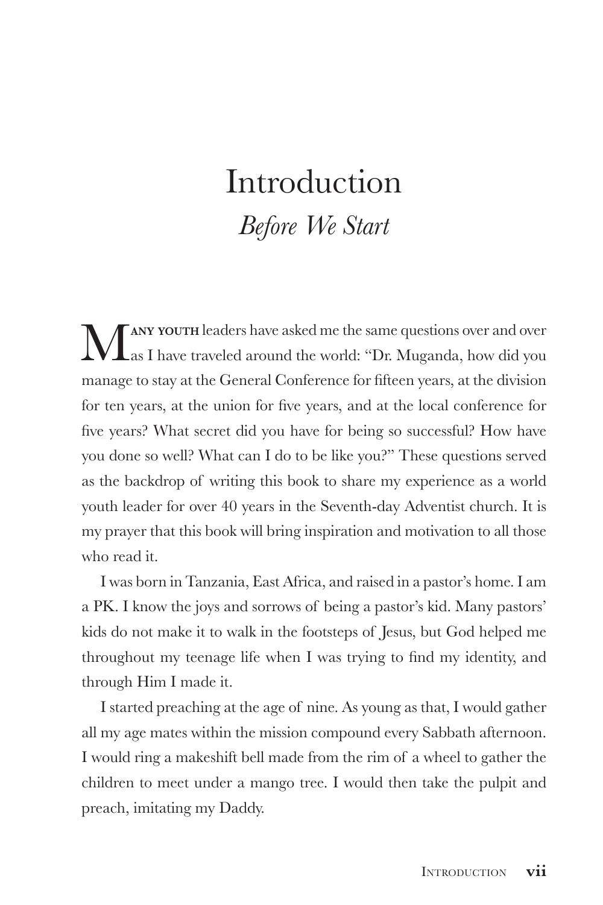# Introduction

## *Before We Start*

**Many youth** leaders have asked me the same questions over and over as I have traveled around the world: "Dr. Muganda, how did you manage to stay at the General Conference for fifteen years, at the division for ten years, at the union for five years, and at the local conference for five years? What secret did you have for being so successful? How have you done so well? What can I do to be like you?" These questions served as the backdrop of writing this book to share my experience as a world youth leader for over 40 years in the Seventh-day Adventist church. It is my prayer that this book will bring inspiration and motivation to all those who read it.

I was born in Tanzania, East Africa, and raised in a pastor's home. I am a PK. I know the joys and sorrows of being a pastor's kid. Many pastors' kids do not make it to walk in the footsteps of Jesus, but God helped me throughout my teenage life when I was trying to find my identity, and through Him I made it.

I started preaching at the age of nine. As young as that, I would gather all my age mates within the mission compound every Sabbath afternoon. I would ring a makeshift bell made from the rim of a wheel to gather the children to meet under a mango tree. I would then take the pulpit and preach, imitating my Daddy.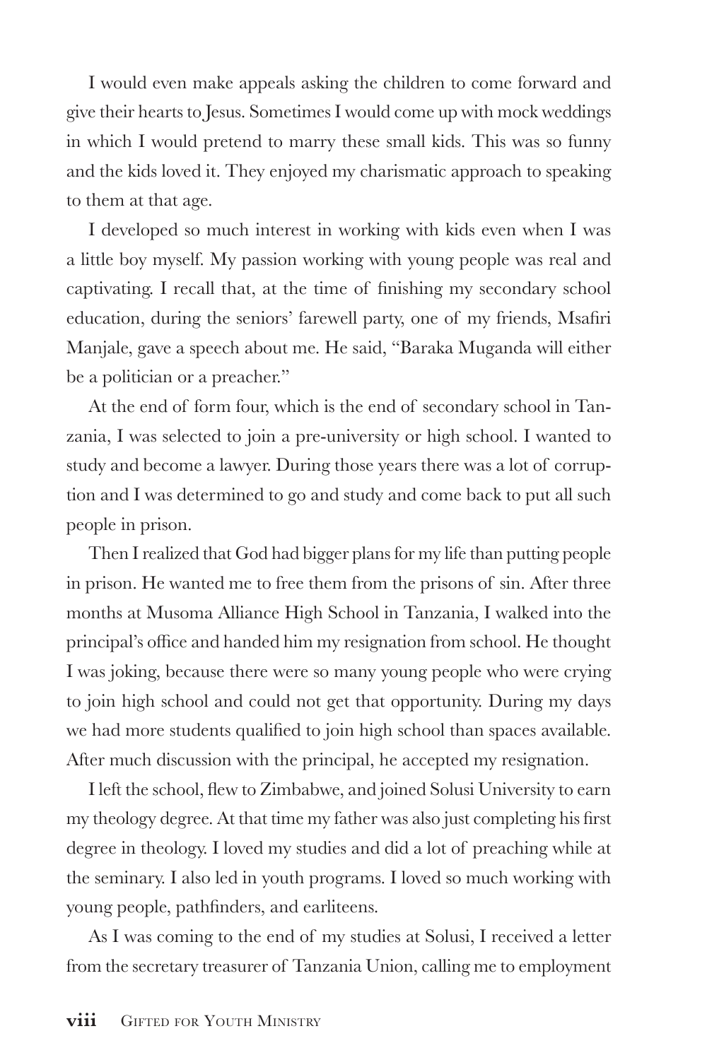I would even make appeals asking the children to come forward and give their hearts to Jesus. Sometimes I would come up with mock weddings in which I would pretend to marry these small kids. This was so funny and the kids loved it. They enjoyed my charismatic approach to speaking to them at that age.

I developed so much interest in working with kids even when I was a little boy myself. My passion working with young people was real and captivating. I recall that, at the time of finishing my secondary school education, during the seniors' farewell party, one of my friends, Msafiri Manjale, gave a speech about me. He said, "Baraka Muganda will either be a politician or a preacher."

At the end of form four, which is the end of secondary school in Tanzania, I was selected to join a pre-university or high school. I wanted to study and become a lawyer. During those years there was a lot of corruption and I was determined to go and study and come back to put all such people in prison.

Then I realized that God had bigger plans for my life than putting people in prison. He wanted me to free them from the prisons of sin. After three months at Musoma Alliance High School in Tanzania, I walked into the principal's office and handed him my resignation from school. He thought I was joking, because there were so many young people who were crying to join high school and could not get that opportunity. During my days we had more students qualified to join high school than spaces available. After much discussion with the principal, he accepted my resignation.

I left the school, flew to Zimbabwe, and joined Solusi University to earn my theology degree. At that time my father was also just completing his first degree in theology. I loved my studies and did a lot of preaching while at the seminary. I also led in youth programs. I loved so much working with young people, pathfinders, and earliteens.

As I was coming to the end of my studies at Solusi, I received a letter from the secretary treasurer of Tanzania Union, calling me to employment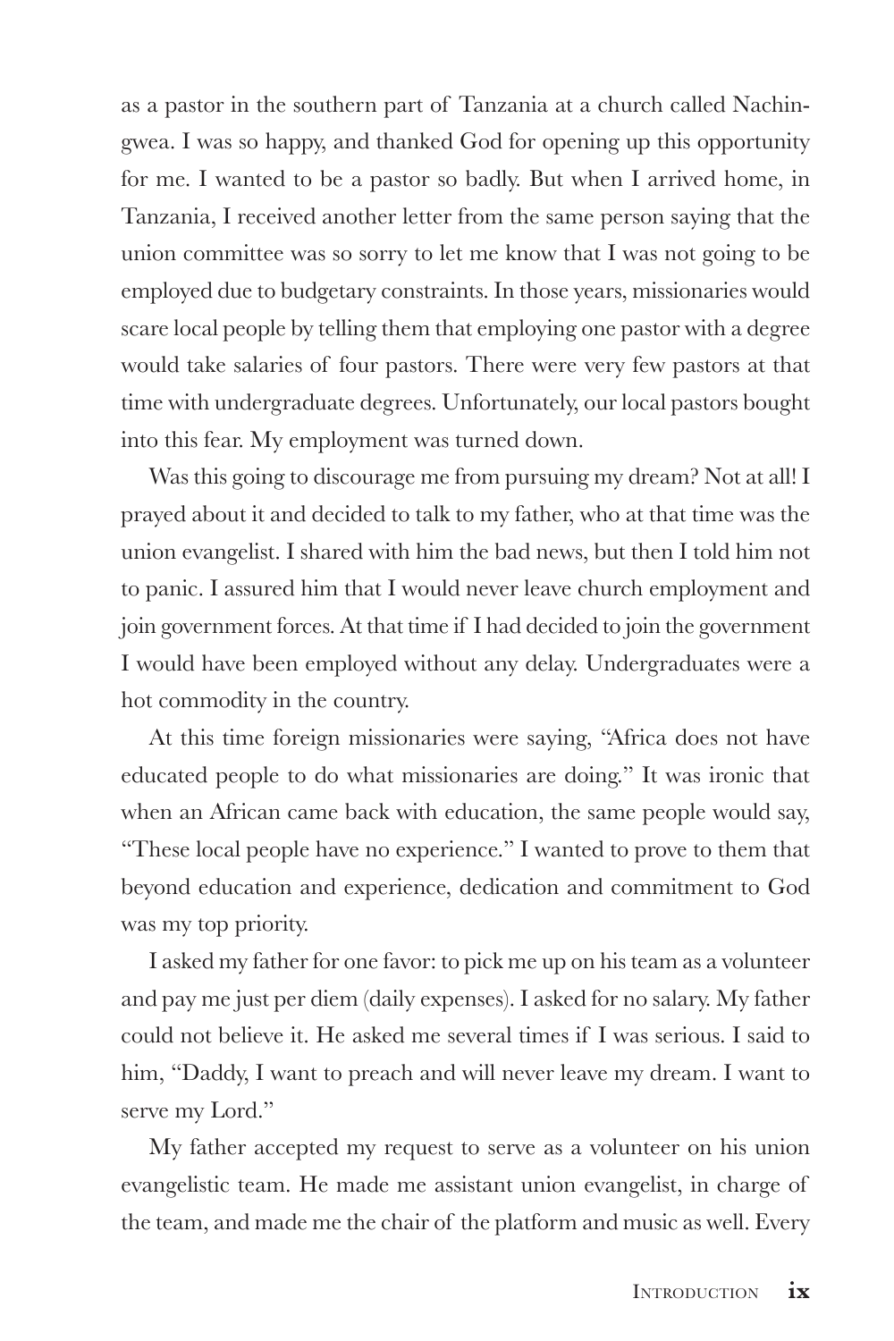as a pastor in the southern part of Tanzania at a church called Nachingwea. I was so happy, and thanked God for opening up this opportunity for me. I wanted to be a pastor so badly. But when I arrived home, in Tanzania, I received another letter from the same person saying that the union committee was so sorry to let me know that I was not going to be employed due to budgetary constraints. In those years, missionaries would scare local people by telling them that employing one pastor with a degree would take salaries of four pastors. There were very few pastors at that time with undergraduate degrees. Unfortunately, our local pastors bought into this fear. My employment was turned down.

Was this going to discourage me from pursuing my dream? Not at all! I prayed about it and decided to talk to my father, who at that time was the union evangelist. I shared with him the bad news, but then I told him not to panic. I assured him that I would never leave church employment and join government forces. At that time if I had decided to join the government I would have been employed without any delay. Undergraduates were a hot commodity in the country.

At this time foreign missionaries were saying, "Africa does not have educated people to do what missionaries are doing." It was ironic that when an African came back with education, the same people would say, "These local people have no experience." I wanted to prove to them that beyond education and experience, dedication and commitment to God was my top priority.

I asked my father for one favor: to pick me up on his team as a volunteer and pay me just per diem (daily expenses). I asked for no salary. My father could not believe it. He asked me several times if I was serious. I said to him, "Daddy, I want to preach and will never leave my dream. I want to serve my Lord."

My father accepted my request to serve as a volunteer on his union evangelistic team. He made me assistant union evangelist, in charge of the team, and made me the chair of the platform and music as well. Every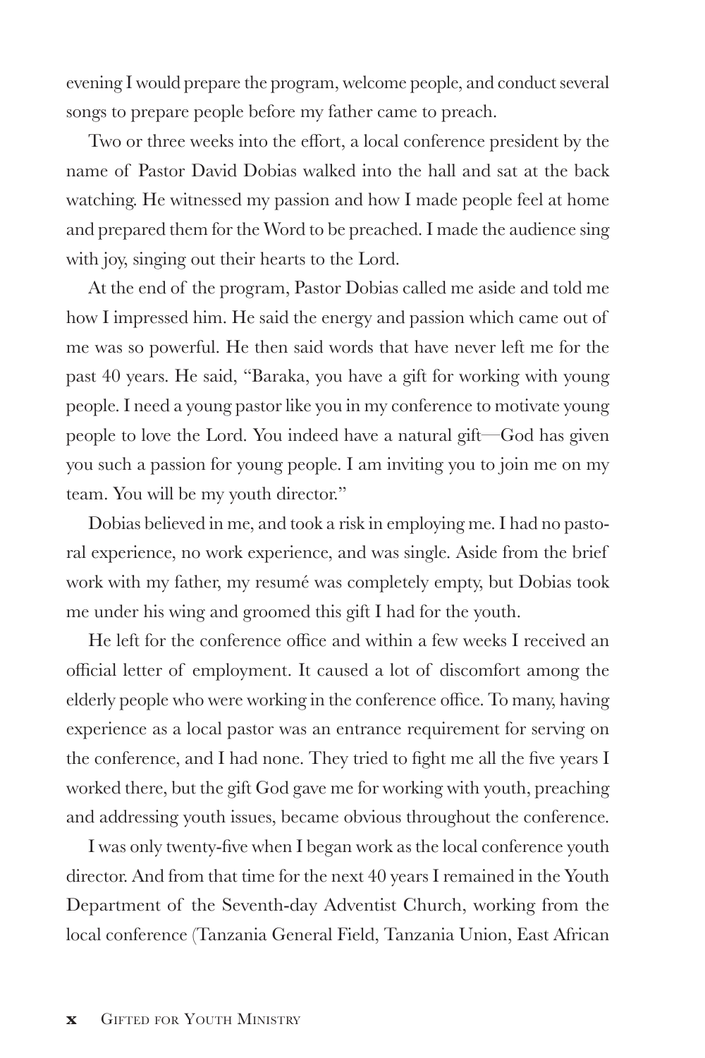evening I would prepare the program, welcome people, and conduct several songs to prepare people before my father came to preach.

Two or three weeks into the effort, a local conference president by the name of Pastor David Dobias walked into the hall and sat at the back watching. He witnessed my passion and how I made people feel at home and prepared them for the Word to be preached. I made the audience sing with joy, singing out their hearts to the Lord.

At the end of the program, Pastor Dobias called me aside and told me how I impressed him. He said the energy and passion which came out of me was so powerful. He then said words that have never left me for the past 40 years. He said, "Baraka, you have a gift for working with young people. I need a young pastor like you in my conference to motivate young people to love the Lord. You indeed have a natural gift—God has given you such a passion for young people. I am inviting you to join me on my team. You will be my youth director."

Dobias believed in me, and took a risk in employing me. I had no pastoral experience, no work experience, and was single. Aside from the brief work with my father, my resumé was completely empty, but Dobias took me under his wing and groomed this gift I had for the youth.

He left for the conference office and within a few weeks I received an official letter of employment. It caused a lot of discomfort among the elderly people who were working in the conference office. To many, having experience as a local pastor was an entrance requirement for serving on the conference, and I had none. They tried to fight me all the five years I worked there, but the gift God gave me for working with youth, preaching and addressing youth issues, became obvious throughout the conference.

I was only twenty-five when I began work as the local conference youth director. And from that time for the next 40 years I remained in the Youth Department of the Seventh-day Adventist Church, working from the local conference (Tanzania General Field, Tanzania Union, East African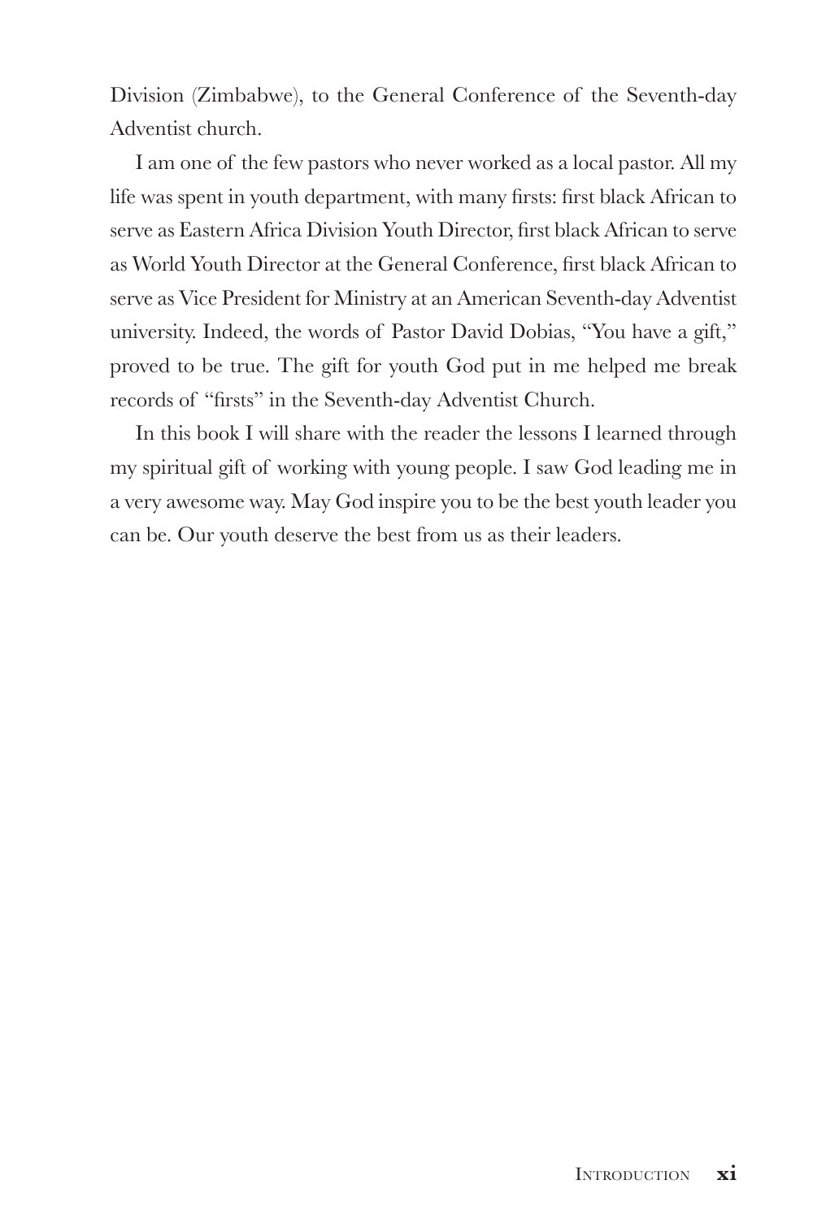Division (Zimbabwe), to the General Conference of the Seventh-day Adventist church.

I am one of the few pastors who never worked as a local pastor. All my life was spent in youth department, with many firsts: first black African to serve as Eastern Africa Division Youth Director, first black African to serve as World Youth Director at the General Conference, first black African to serve as Vice President for Ministry at an American Seventh-day Adventist university. Indeed, the words of Pastor David Dobias, "You have a gift," proved to be true. The gift for youth God put in me helped me break records of "firsts" in the Seventh-day Adventist Church.

In this book I will share with the reader the lessons I learned through my spiritual gift of working with young people. I saw God leading me in a very awesome way. May God inspire you to be the best youth leader you can be. Our youth deserve the best from us as their leaders.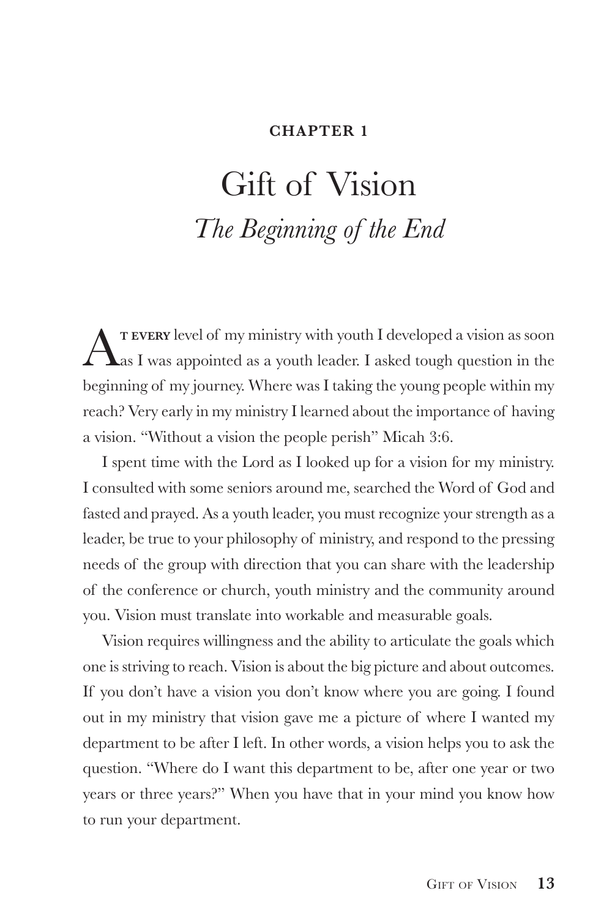**CHAPTER 1**

# Gift of Vision

## *The Beginning of the End*

At every level of my ministry with youth I developed a vision as soon as I was appointed as a youth leader. I asked tough question in the beginning of my journey. Where was I taking the young people within my reach? Very early in my ministry I learned about the importance of having a vision. "Without a vision the people perish" Micah 3:6.

I spent time with the Lord as I looked up for a vision for my ministry. I consulted with some seniors around me, searched the Word of God and fasted and prayed. As a youth leader, you must recognize your strength as a leader, be true to your philosophy of ministry, and respond to the pressing needs of the group with direction that you can share with the leadership of the conference or church, youth ministry and the community around you. Vision must translate into workable and measurable goals.

Vision requires willingness and the ability to articulate the goals which one is striving to reach. Vision is about the big picture and about outcomes. If you don't have a vision you don't know where you are going. I found out in my ministry that vision gave me a picture of where I wanted my department to be after I left. In other words, a vision helps you to ask the question. "Where do I want this department to be, after one year or two years or three years?" When you have that in your mind you know how to run your department.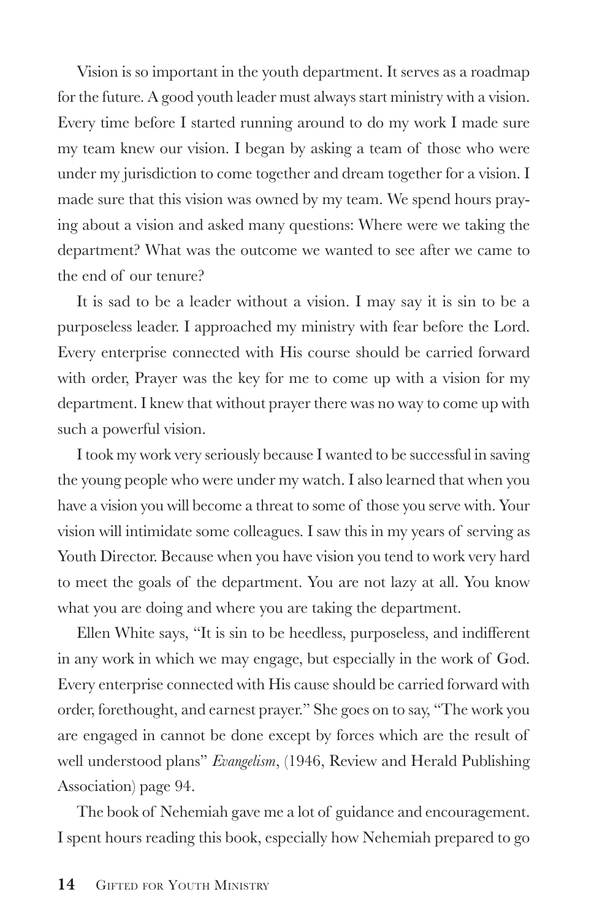Vision is so important in the youth department. It serves as a roadmap for the future. A good youth leader must always start ministry with a vision. Every time before I started running around to do my work I made sure my team knew our vision. I began by asking a team of those who were under my jurisdiction to come together and dream together for a vision. I made sure that this vision was owned by my team. We spend hours praying about a vision and asked many questions: Where were we taking the department? What was the outcome we wanted to see after we came to the end of our tenure?

It is sad to be a leader without a vision. I may say it is sin to be a purposeless leader. I approached my ministry with fear before the Lord. Every enterprise connected with His course should be carried forward with order, Prayer was the key for me to come up with a vision for my department. I knew that without prayer there was no way to come up with such a powerful vision.

I took my work very seriously because I wanted to be successful in saving the young people who were under my watch. I also learned that when you have a vision you will become a threat to some of those you serve with. Your vision will intimidate some colleagues. I saw this in my years of serving as Youth Director. Because when you have vision you tend to work very hard to meet the goals of the department. You are not lazy at all. You know what you are doing and where you are taking the department.

Ellen White says, "It is sin to be heedless, purposeless, and indifferent in any work in which we may engage, but especially in the work of God. Every enterprise connected with His cause should be carried forward with order, forethought, and earnest prayer." She goes on to say, "The work you are engaged in cannot be done except by forces which are the result of well understood plans" *Evangelism*, (1946, Review and Herald Publishing Association) page 94.

The book of Nehemiah gave me a lot of guidance and encouragement. I spent hours reading this book, especially how Nehemiah prepared to go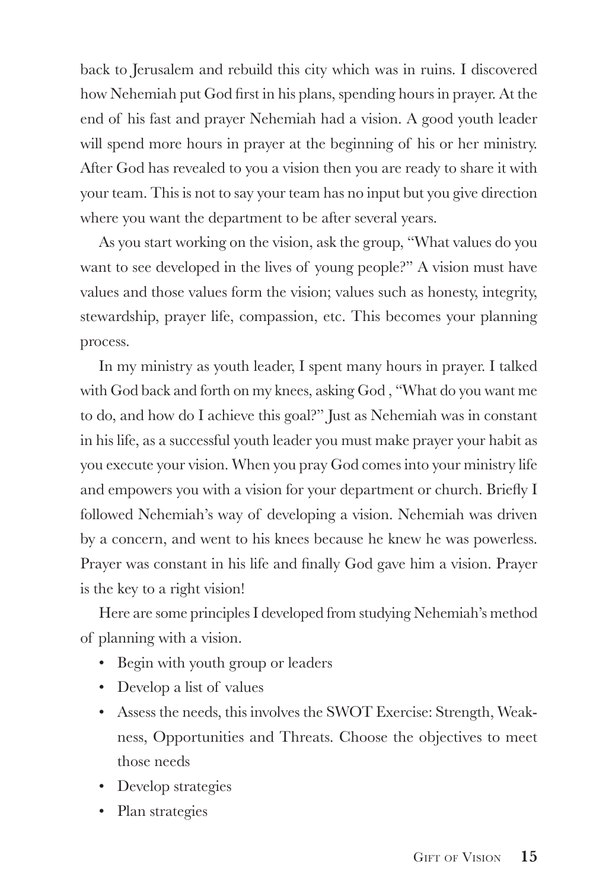back to Jerusalem and rebuild this city which was in ruins. I discovered how Nehemiah put God first in his plans, spending hours in prayer. At the end of his fast and prayer Nehemiah had a vision. A good youth leader will spend more hours in prayer at the beginning of his or her ministry. After God has revealed to you a vision then you are ready to share it with your team. This is not to say your team has no input but you give direction where you want the department to be after several years.

As you start working on the vision, ask the group, "What values do you want to see developed in the lives of young people?" A vision must have values and those values form the vision; values such as honesty, integrity, stewardship, prayer life, compassion, etc. This becomes your planning process.

In my ministry as youth leader, I spent many hours in prayer. I talked with God back and forth on my knees, asking God , "What do you want me to do, and how do I achieve this goal?" Just as Nehemiah was in constant in his life, as a successful youth leader you must make prayer your habit as you execute your vision. When you pray God comes into your ministry life and empowers you with a vision for your department or church. Briefly I followed Nehemiah's way of developing a vision. Nehemiah was driven by a concern, and went to his knees because he knew he was powerless. Prayer was constant in his life and finally God gave him a vision. Prayer is the key to a right vision!

Here are some principles I developed from studying Nehemiah's method of planning with a vision.

- Begin with youth group or leaders
- Develop a list of values
- Assess the needs, this involves the SWOT Exercise: Strength, Weakness, Opportunities and Threats. Choose the objectives to meet those needs
- Develop strategies
- Plan strategies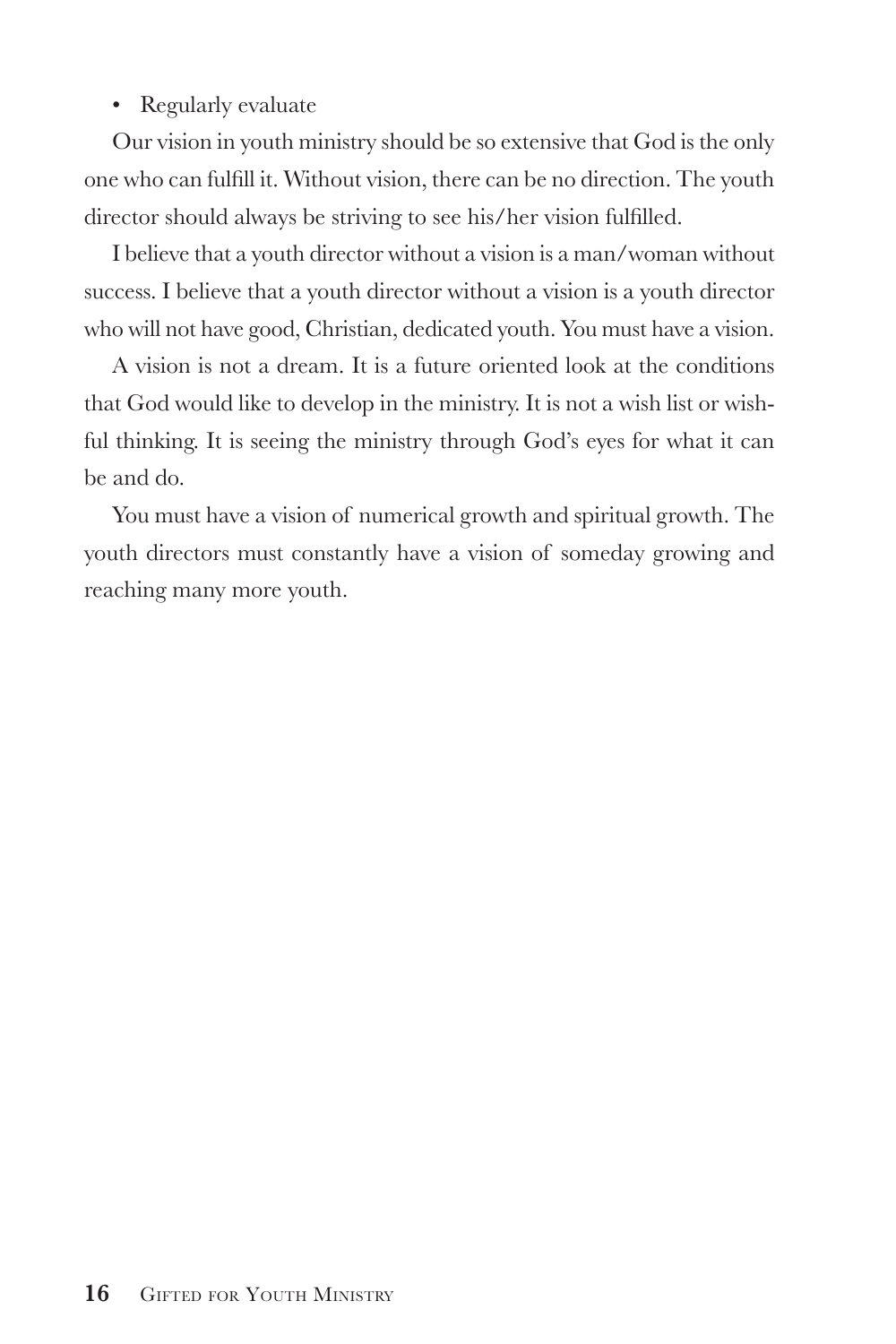- Regularly evaluate

Our vision in youth ministry should be so extensive that God is the only one who can fulfill it. Without vision, there can be no direction. The youth director should always be striving to see his/her vision fulfilled.

I believe that a youth director without a vision is a man/woman without success. I believe that a youth director without a vision is a youth director who will not have good, Christian, dedicated youth. You must have a vision.

A vision is not a dream. It is a future oriented look at the conditions that God would like to develop in the ministry. It is not a wish list or wishful thinking. It is seeing the ministry through God's eyes for what it can be and do.

You must have a vision of numerical growth and spiritual growth. The youth directors must constantly have a vision of someday growing and reaching many more youth.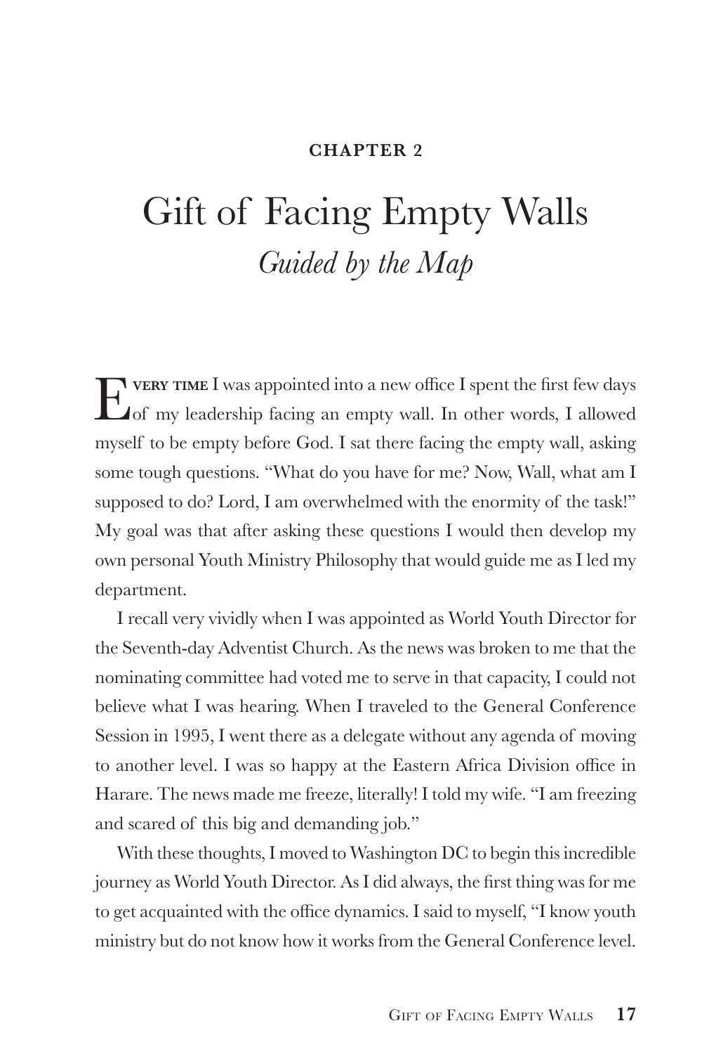**CHAPTER 2**

# Gift of Facing Empty Walls

## *Guided by the Map*

EVERY TIME I was appointed into a new office I spent the first few days of my leadership facing an empty wall. In other words, I allowed myself to be empty before God. I sat there facing the empty wall, asking some tough questions. "What do you have for me? Now, Wall, what am I supposed to do? Lord, I am overwhelmed with the enormity of the task!" My goal was that after asking these questions I would then develop my own personal Youth Ministry Philosophy that would guide me as I led my department.

I recall very vividly when I was appointed as World Youth Director for the Seventh-day Adventist Church. As the news was broken to me that the nominating committee had voted me to serve in that capacity, I could not believe what I was hearing. When I traveled to the General Conference Session in 1995, I went there as a delegate without any agenda of moving to another level. I was so happy at the Eastern Africa Division office in Harare. The news made me freeze, literally! I told my wife. "I am freezing and scared of this big and demanding job."

With these thoughts, I moved to Washington DC to begin this incredible journey as World Youth Director. As I did always, the first thing was for me to get acquainted with the office dynamics. I said to myself, "I know youth ministry but do not know how it works from the General Conference level.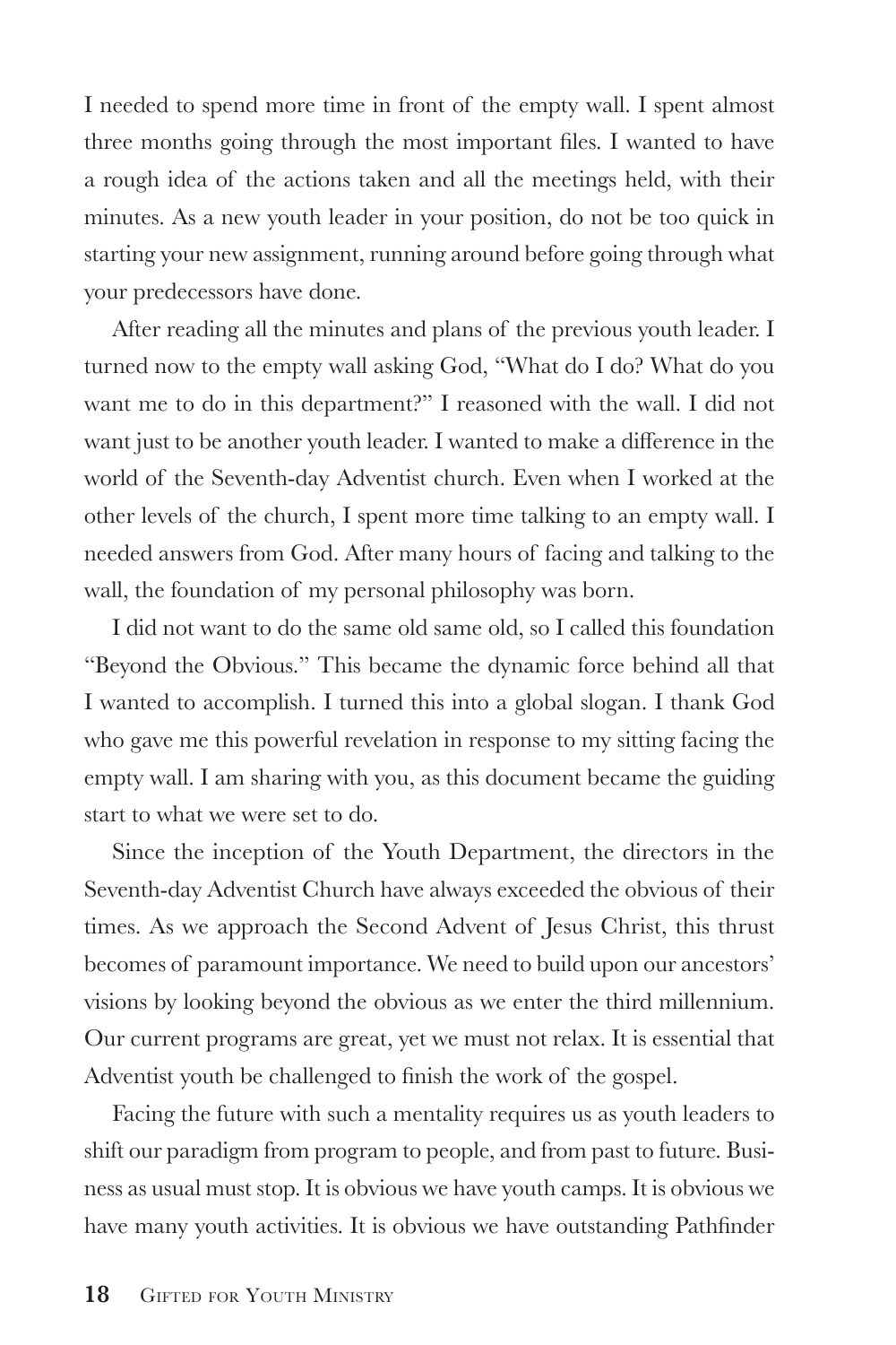I needed to spend more time in front of the empty wall. I spent almost three months going through the most important files. I wanted to have a rough idea of the actions taken and all the meetings held, with their minutes. As a new youth leader in your position, do not be too quick in starting your new assignment, running around before going through what your predecessors have done.

After reading all the minutes and plans of the previous youth leader. I turned now to the empty wall asking God, "What do I do? What do you want me to do in this department?" I reasoned with the wall. I did not want just to be another youth leader. I wanted to make a difference in the world of the Seventh-day Adventist church. Even when I worked at the other levels of the church, I spent more time talking to an empty wall. I needed answers from God. After many hours of facing and talking to the wall, the foundation of my personal philosophy was born.

I did not want to do the same old same old, so I called this foundation "Beyond the Obvious." This became the dynamic force behind all that I wanted to accomplish. I turned this into a global slogan. I thank God who gave me this powerful revelation in response to my sitting facing the empty wall. I am sharing with you, as this document became the guiding start to what we were set to do.

Since the inception of the Youth Department, the directors in the Seventh-day Adventist Church have always exceeded the obvious of their times. As we approach the Second Advent of Jesus Christ, this thrust becomes of paramount importance. We need to build upon our ancestors' visions by looking beyond the obvious as we enter the third millennium. Our current programs are great, yet we must not relax. It is essential that Adventist youth be challenged to finish the work of the gospel.

Facing the future with such a mentality requires us as youth leaders to shift our paradigm from program to people, and from past to future. Business as usual must stop. It is obvious we have youth camps. It is obvious we have many youth activities. It is obvious we have outstanding Pathfinder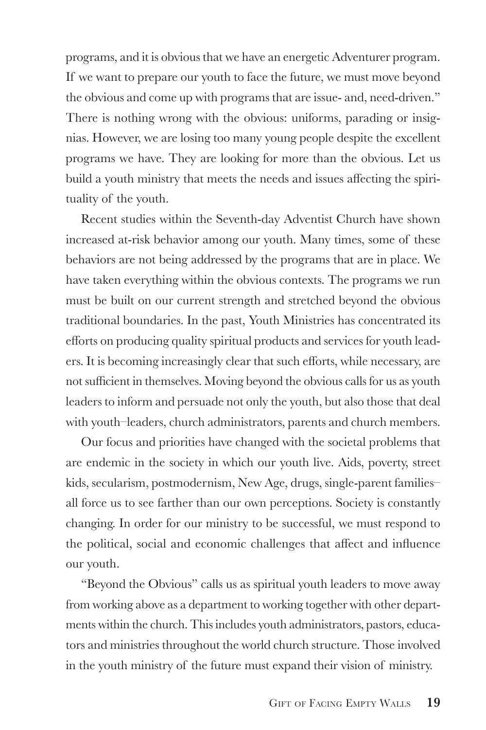programs, and it is obvious that we have an energetic Adventurer program. If we want to prepare our youth to face the future, we must move beyond the obvious and come up with programs that are issue- and, need-driven." There is nothing wrong with the obvious: uniforms, parading or insignias. However, we are losing too many young people despite the excellent programs we have. They are looking for more than the obvious. Let us build a youth ministry that meets the needs and issues affecting the spirituality of the youth.

Recent studies within the Seventh-day Adventist Church have shown increased at-risk behavior among our youth. Many times, some of these behaviors are not being addressed by the programs that are in place. We have taken everything within the obvious contexts. The programs we run must be built on our current strength and stretched beyond the obvious traditional boundaries. In the past, Youth Ministries has concentrated its efforts on producing quality spiritual products and services for youth leaders. It is becoming increasingly clear that such efforts, while necessary, are not sufficient in themselves. Moving beyond the obvious calls for us as youth leaders to inform and persuade not only the youth, but also those that deal with youth–leaders, church administrators, parents and church members.

Our focus and priorities have changed with the societal problems that are endemic in the society in which our youth live. Aids, poverty, street kids, secularism, postmodernism, New Age, drugs, single-parent families–all force us to see farther than our own perceptions. Society is constantly changing. In order for our ministry to be successful, we must respond to the political, social and economic challenges that affect and influence our youth.

"Beyond the Obvious" calls us as spiritual youth leaders to move away from working above as a department to working together with other departments within the church. This includes youth administrators, pastors, educators and ministries throughout the world church structure. Those involved in the youth ministry of the future must expand their vision of ministry.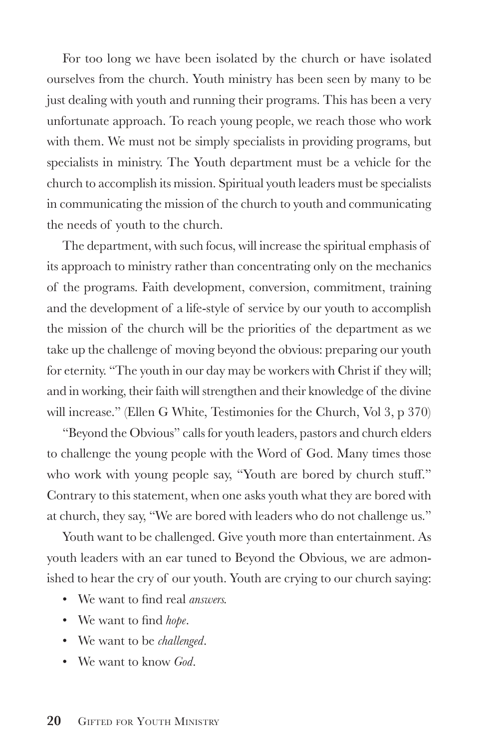For too long we have been isolated by the church or have isolated ourselves from the church. Youth ministry has been seen by many to be just dealing with youth and running their programs. This has been a very unfortunate approach. To reach young people, we reach those who work with them. We must not be simply specialists in providing programs, but specialists in ministry. The Youth department must be a vehicle for the church to accomplish its mission. Spiritual youth leaders must be specialists in communicating the mission of the church to youth and communicating the needs of youth to the church.

The department, with such focus, will increase the spiritual emphasis of its approach to ministry rather than concentrating only on the mechanics of the programs. Faith development, conversion, commitment, training and the development of a life-style of service by our youth to accomplish the mission of the church will be the priorities of the department as we take up the challenge of moving beyond the obvious: preparing our youth for eternity. "The youth in our day may be workers with Christ if they will; and in working, their faith will strengthen and their knowledge of the divine will increase." (Ellen G White, Testimonies for the Church, Vol 3, p 370)

"Beyond the Obvious" calls for youth leaders, pastors and church elders to challenge the young people with the Word of God. Many times those who work with young people say, "Youth are bored by church stuff." Contrary to this statement, when one asks youth what they are bored with at church, they say, "We are bored with leaders who do not challenge us."

Youth want to be challenged. Give youth more than entertainment. As youth leaders with an ear tuned to Beyond the Obvious, we are admonished to hear the cry of our youth. Youth are crying to our church saying:

- We want to find real *answers.*
- We want to find *hope*.
- We want to be *challenged*.
- We want to know *God*.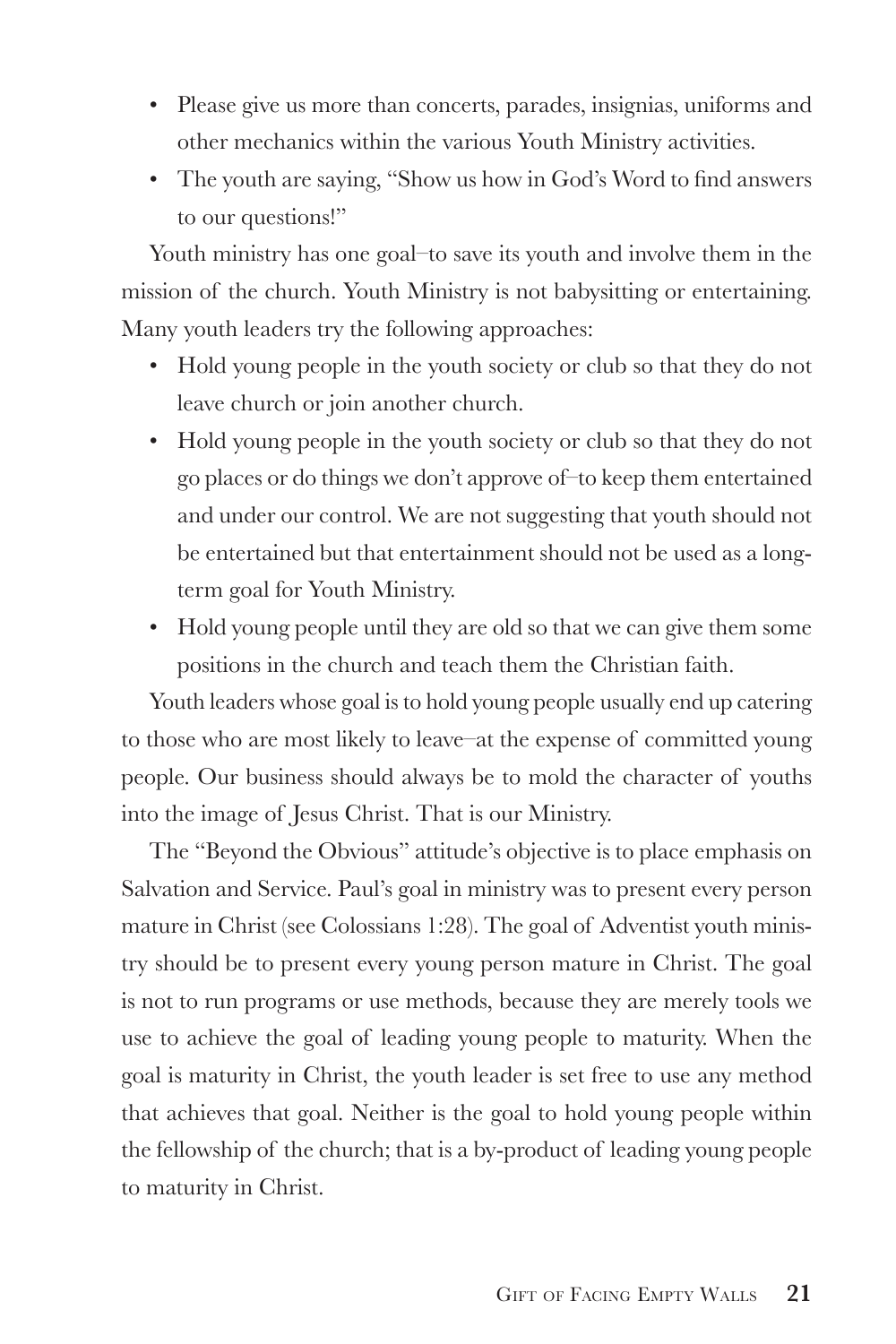- Please give us more than concerts, parades, insignias, uniforms and other mechanics within the various Youth Ministry activities.
- The youth are saying, "Show us how in God's Word to find answers to our questions!"

Youth ministry has one goal–to save its youth and involve them in the mission of the church. Youth Ministry is not babysitting or entertaining. Many youth leaders try the following approaches:

- Hold young people in the youth society or club so that they do not leave church or join another church.
- Hold young people in the youth society or club so that they do not go places or do things we don't approve of–to keep them entertained and under our control. We are not suggesting that youth should not be entertained but that entertainment should not be used as a long-term goal for Youth Ministry.
- Hold young people until they are old so that we can give them some positions in the church and teach them the Christian faith.

Youth leaders whose goal is to hold young people usually end up catering to those who are most likely to leave–at the expense of committed young people. Our business should always be to mold the character of youths into the image of Jesus Christ. That is our Ministry.

The "Beyond the Obvious" attitude's objective is to place emphasis on Salvation and Service. Paul's goal in ministry was to present every person mature in Christ (see Colossians 1:28). The goal of Adventist youth ministry should be to present every young person mature in Christ. The goal is not to run programs or use methods, because they are merely tools we use to achieve the goal of leading young people to maturity. When the goal is maturity in Christ, the youth leader is set free to use any method that achieves that goal. Neither is the goal to hold young people within the fellowship of the church; that is a by-product of leading young people to maturity in Christ.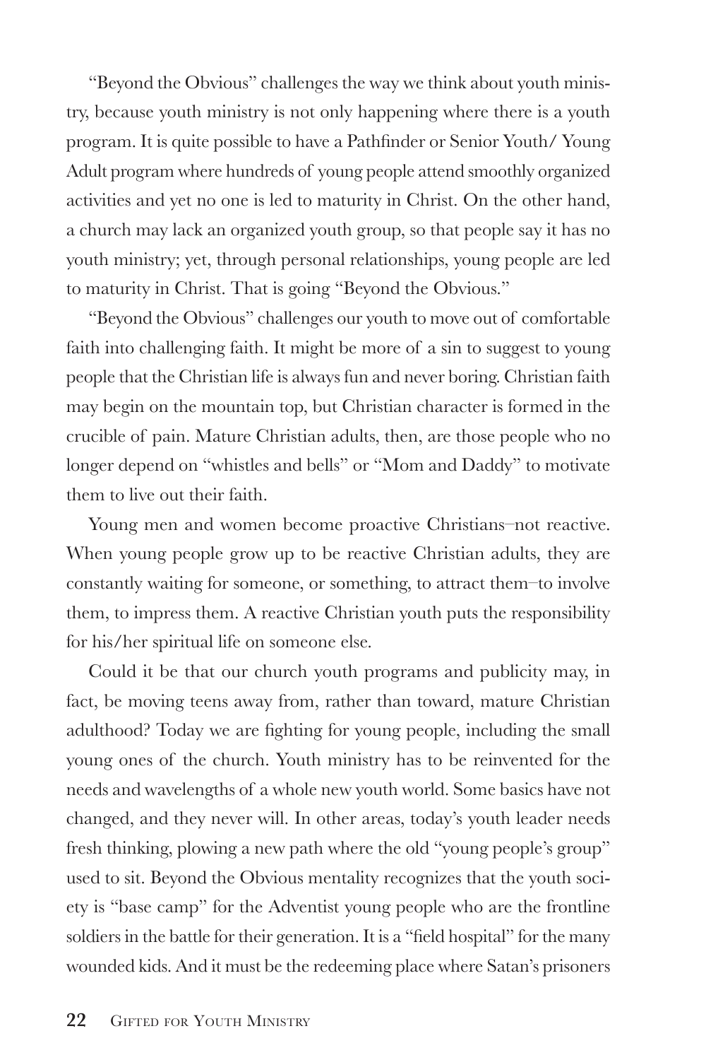"Beyond the Obvious" challenges the way we think about youth ministry, because youth ministry is not only happening where there is a youth program. It is quite possible to have a Pathfinder or Senior Youth/ Young Adult program where hundreds of young people attend smoothly organized activities and yet no one is led to maturity in Christ. On the other hand, a church may lack an organized youth group, so that people say it has no youth ministry; yet, through personal relationships, young people are led to maturity in Christ. That is going "Beyond the Obvious."

"Beyond the Obvious" challenges our youth to move out of comfortable faith into challenging faith. It might be more of a sin to suggest to young people that the Christian life is always fun and never boring. Christian faith may begin on the mountain top, but Christian character is formed in the crucible of pain. Mature Christian adults, then, are those people who no longer depend on "whistles and bells" or "Mom and Daddy" to motivate them to live out their faith.

Young men and women become proactive Christians–not reactive. When young people grow up to be reactive Christian adults, they are constantly waiting for someone, or something, to attract them–to involve them, to impress them. A reactive Christian youth puts the responsibility for his/her spiritual life on someone else.

Could it be that our church youth programs and publicity may, in fact, be moving teens away from, rather than toward, mature Christian adulthood? Today we are fighting for young people, including the small young ones of the church. Youth ministry has to be reinvented for the needs and wavelengths of a whole new youth world. Some basics have not changed, and they never will. In other areas, today's youth leader needs fresh thinking, plowing a new path where the old "young people's group" used to sit. Beyond the Obvious mentality recognizes that the youth society is "base camp" for the Adventist young people who are the frontline soldiers in the battle for their generation. It is a "field hospital" for the many wounded kids. And it must be the redeeming place where Satan's prisoners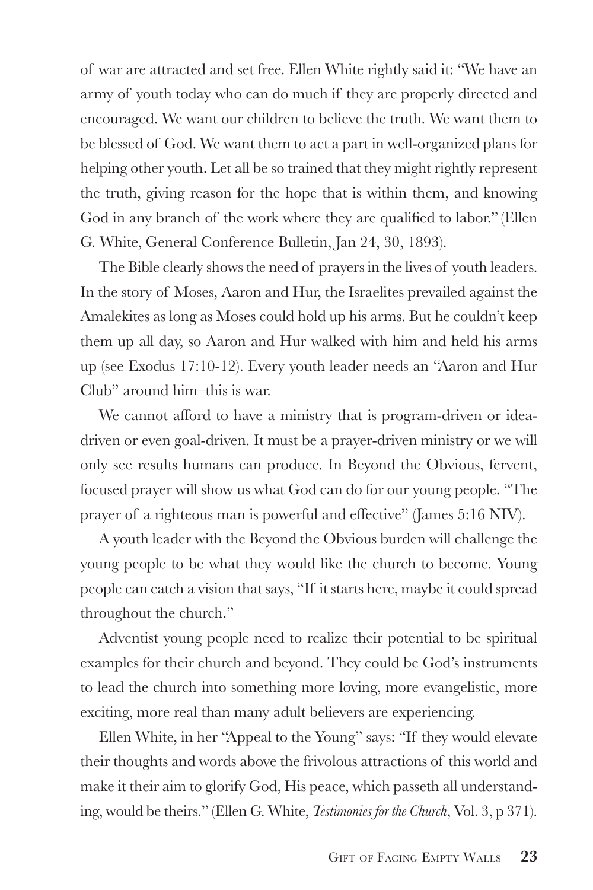of war are attracted and set free. Ellen White rightly said it: "We have an army of youth today who can do much if they are properly directed and encouraged. We want our children to believe the truth. We want them to be blessed of God. We want them to act a part in well-organized plans for helping other youth. Let all be so trained that they might rightly represent the truth, giving reason for the hope that is within them, and knowing God in any branch of the work where they are qualified to labor." (Ellen G. White, General Conference Bulletin, Jan 24, 30, 1893).

The Bible clearly shows the need of prayers in the lives of youth leaders. In the story of Moses, Aaron and Hur, the Israelites prevailed against the Amalekites as long as Moses could hold up his arms. But he couldn't keep them up all day, so Aaron and Hur walked with him and held his arms up (see Exodus 17:10-12). Every youth leader needs an "Aaron and Hur Club" around him–this is war.

We cannot afford to have a ministry that is program-driven or idea-driven or even goal-driven. It must be a prayer-driven ministry or we will only see results humans can produce. In Beyond the Obvious, fervent, focused prayer will show us what God can do for our young people. "The prayer of a righteous man is powerful and effective" (James 5:16 NIV).

A youth leader with the Beyond the Obvious burden will challenge the young people to be what they would like the church to become. Young people can catch a vision that says, "If it starts here, maybe it could spread throughout the church."

Adventist young people need to realize their potential to be spiritual examples for their church and beyond. They could be God's instruments to lead the church into something more loving, more evangelistic, more exciting, more real than many adult believers are experiencing.

Ellen White, in her "Appeal to the Young" says: "If they would elevate their thoughts and words above the frivolous attractions of this world and make it their aim to glorify God, His peace, which passeth all understanding, would be theirs." (Ellen G. White, *Testimonies for the Church*, Vol. 3, p 371).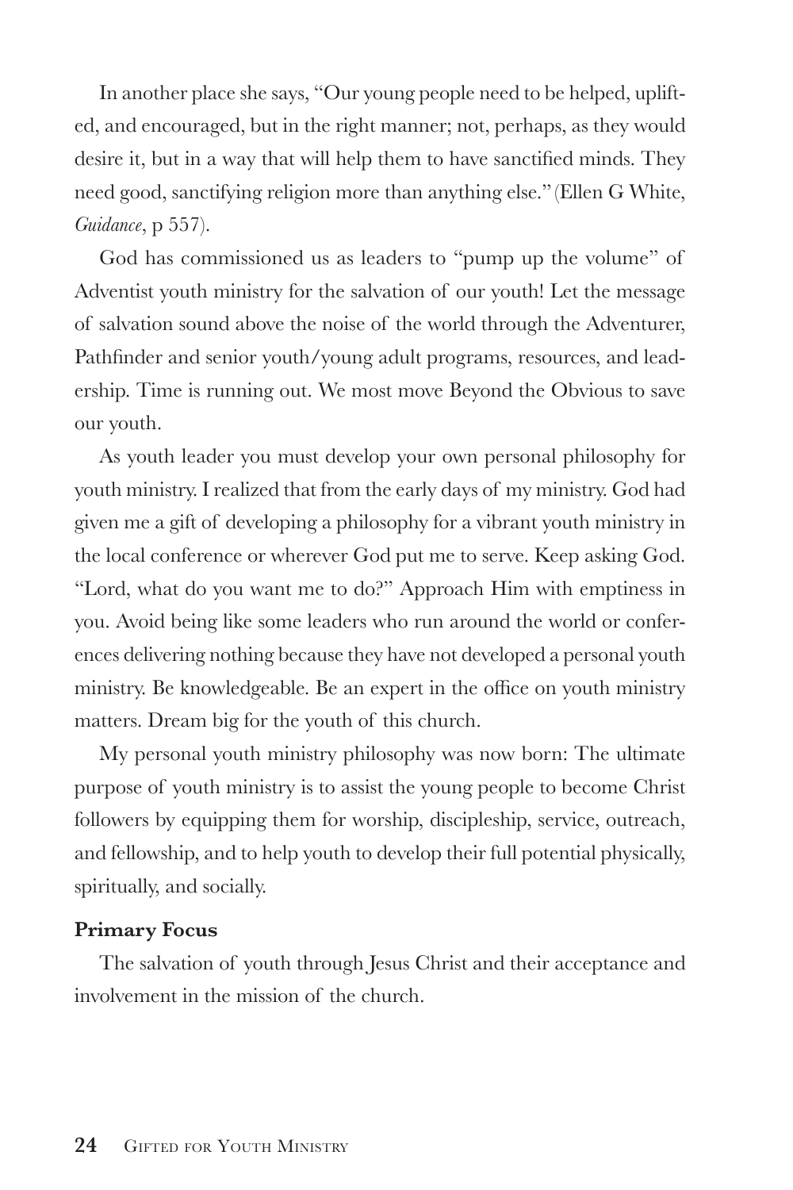In another place she says, "Our young people need to be helped, uplifted, and encouraged, but in the right manner; not, perhaps, as they would desire it, but in a way that will help them to have sanctified minds. They need good, sanctifying religion more than anything else." (Ellen G White, *Guidance*, p 557).

God has commissioned us as leaders to "pump up the volume" of Adventist youth ministry for the salvation of our youth! Let the message of salvation sound above the noise of the world through the Adventurer, Pathfinder and senior youth/young adult programs, resources, and leadership. Time is running out. We most move Beyond the Obvious to save our youth.

As youth leader you must develop your own personal philosophy for youth ministry. I realized that from the early days of my ministry. God had given me a gift of developing a philosophy for a vibrant youth ministry in the local conference or wherever God put me to serve. Keep asking God. "Lord, what do you want me to do?" Approach Him with emptiness in you. Avoid being like some leaders who run around the world or conferences delivering nothing because they have not developed a personal youth ministry. Be knowledgeable. Be an expert in the office on youth ministry matters. Dream big for the youth of this church.

My personal youth ministry philosophy was now born: The ultimate purpose of youth ministry is to assist the young people to become Christ followers by equipping them for worship, discipleship, service, outreach, and fellowship, and to help youth to develop their full potential physically, spiritually, and socially.

**Primary Focus**

The salvation of youth through Jesus Christ and their acceptance and involvement in the mission of the church.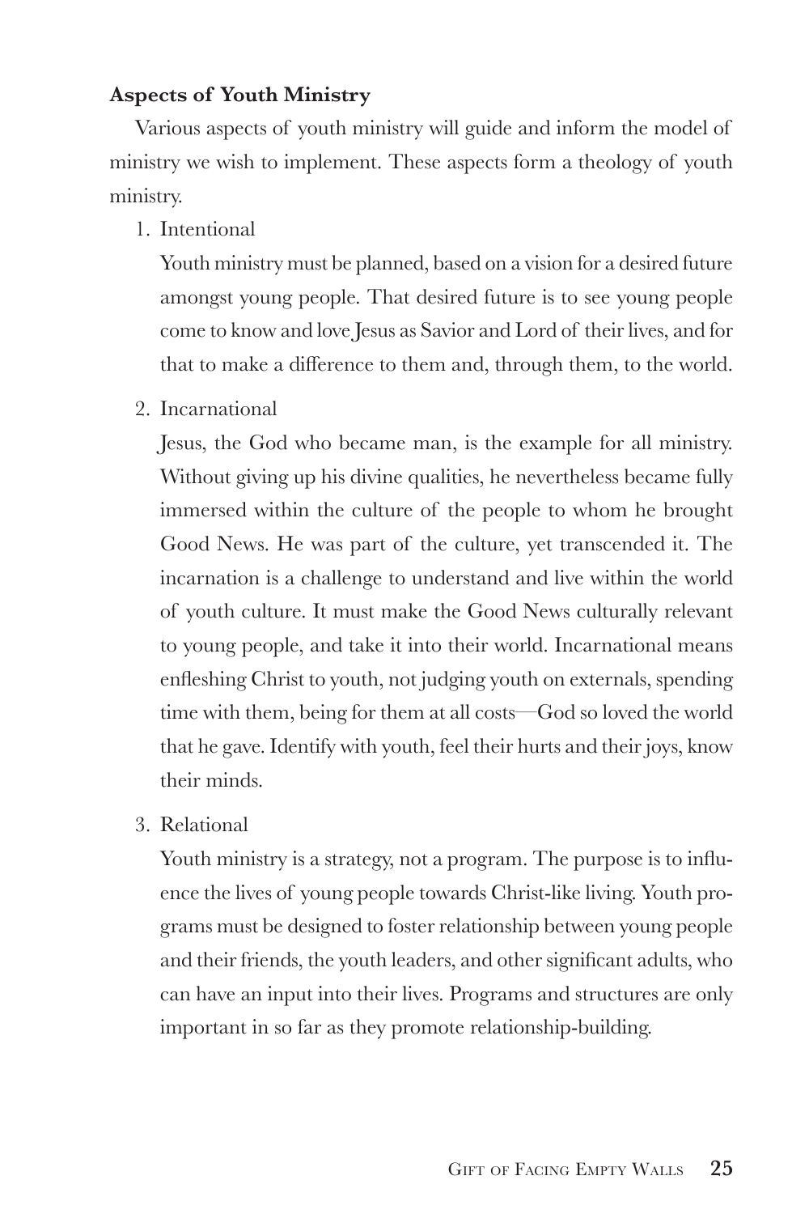**Aspects of Youth Ministry**

Various aspects of youth ministry will guide and inform the model of ministry we wish to implement. These aspects form a theology of youth ministry.

1. Intentional

   Youth ministry must be planned, based on a vision for a desired future amongst young people. That desired future is to see young people come to know and love Jesus as Savior and Lord of their lives, and for that to make a difference to them and, through them, to the world.

2. Incarnational

   Jesus, the God who became man, is the example for all ministry. Without giving up his divine qualities, he nevertheless became fully immersed within the culture of the people to whom he brought Good News. He was part of the culture, yet transcended it. The incarnation is a challenge to understand and live within the world of youth culture. It must make the Good News culturally relevant to young people, and take it into their world. Incarnational means enfleshing Christ to youth, not judging youth on externals, spending time with them, being for them at all costs—God so loved the world that he gave. Identify with youth, feel their hurts and their joys, know their minds.

3. Relational

   Youth ministry is a strategy, not a program. The purpose is to influence the lives of young people towards Christ-like living. Youth programs must be designed to foster relationship between young people and their friends, the youth leaders, and other significant adults, who can have an input into their lives. Programs and structures are only important in so far as they promote relationship-building.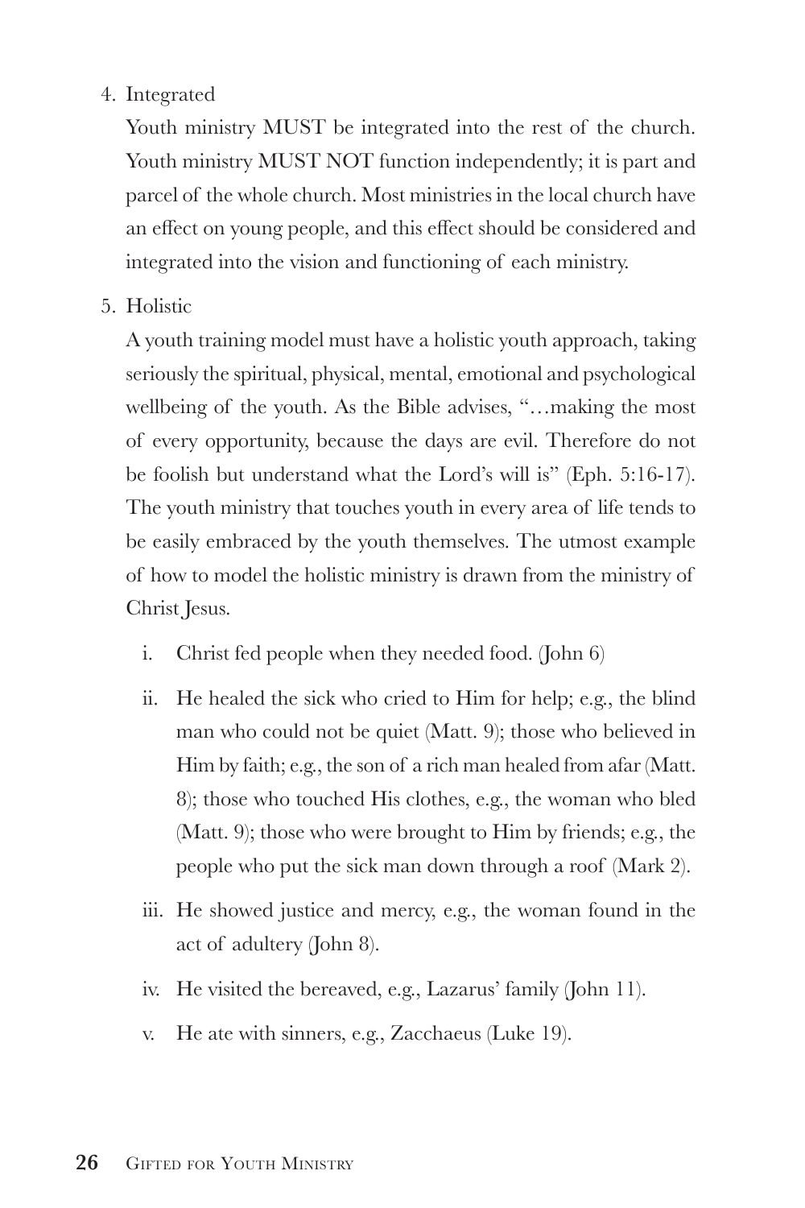4. Integrated

   Youth ministry MUST be integrated into the rest of the church. Youth ministry MUST NOT function independently; it is part and parcel of the whole church. Most ministries in the local church have an effect on young people, and this effect should be considered and integrated into the vision and functioning of each ministry.

5. Holistic

   A youth training model must have a holistic youth approach, taking seriously the spiritual, physical, mental, emotional and psychological wellbeing of the youth. As the Bible advises, "…making the most of every opportunity, because the days are evil. Therefore do not be foolish but understand what the Lord's will is" (Eph. 5:16-17). The youth ministry that touches youth in every area of life tends to be easily embraced by the youth themselves. The utmost example of how to model the holistic ministry is drawn from the ministry of Christ Jesus.

   i. Christ fed people when they needed food. (John 6)

   ii. He healed the sick who cried to Him for help; e.g., the blind man who could not be quiet (Matt. 9); those who believed in Him by faith; e.g., the son of a rich man healed from afar (Matt. 8); those who touched His clothes, e.g., the woman who bled (Matt. 9); those who were brought to Him by friends; e.g., the people who put the sick man down through a roof (Mark 2).

   iii. He showed justice and mercy, e.g., the woman found in the act of adultery (John 8).

   iv. He visited the bereaved, e.g., Lazarus' family (John 11).

   v. He ate with sinners, e.g., Zacchaeus (Luke 19).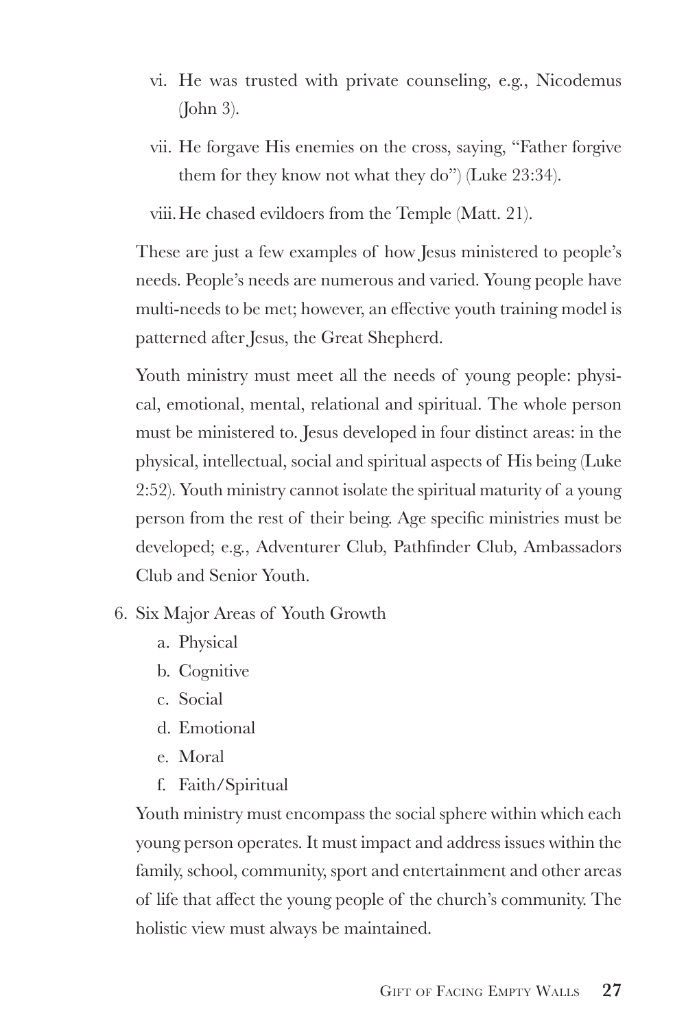vi. He was trusted with private counseling, e.g., Nicodemus (John 3).

vii. He forgave His enemies on the cross, saying, "Father forgive them for they know not what they do") (Luke 23:34).

viii. He chased evildoers from the Temple (Matt. 21).

These are just a few examples of how Jesus ministered to people's needs. People's needs are numerous and varied. Young people have multi-needs to be met; however, an effective youth training model is patterned after Jesus, the Great Shepherd.

Youth ministry must meet all the needs of young people: physical, emotional, mental, relational and spiritual. The whole person must be ministered to. Jesus developed in four distinct areas: in the physical, intellectual, social and spiritual aspects of His being (Luke 2:52). Youth ministry cannot isolate the spiritual maturity of a young person from the rest of their being. Age specific ministries must be developed; e.g., Adventurer Club, Pathfinder Club, Ambassadors Club and Senior Youth.

6. Six Major Areas of Youth Growth
   a. Physical
   b. Cognitive
   c. Social
   d. Emotional
   e. Moral
   f. Faith/Spiritual

   Youth ministry must encompass the social sphere within which each young person operates. It must impact and address issues within the family, school, community, sport and entertainment and other areas of life that affect the young people of the church's community. The holistic view must always be maintained.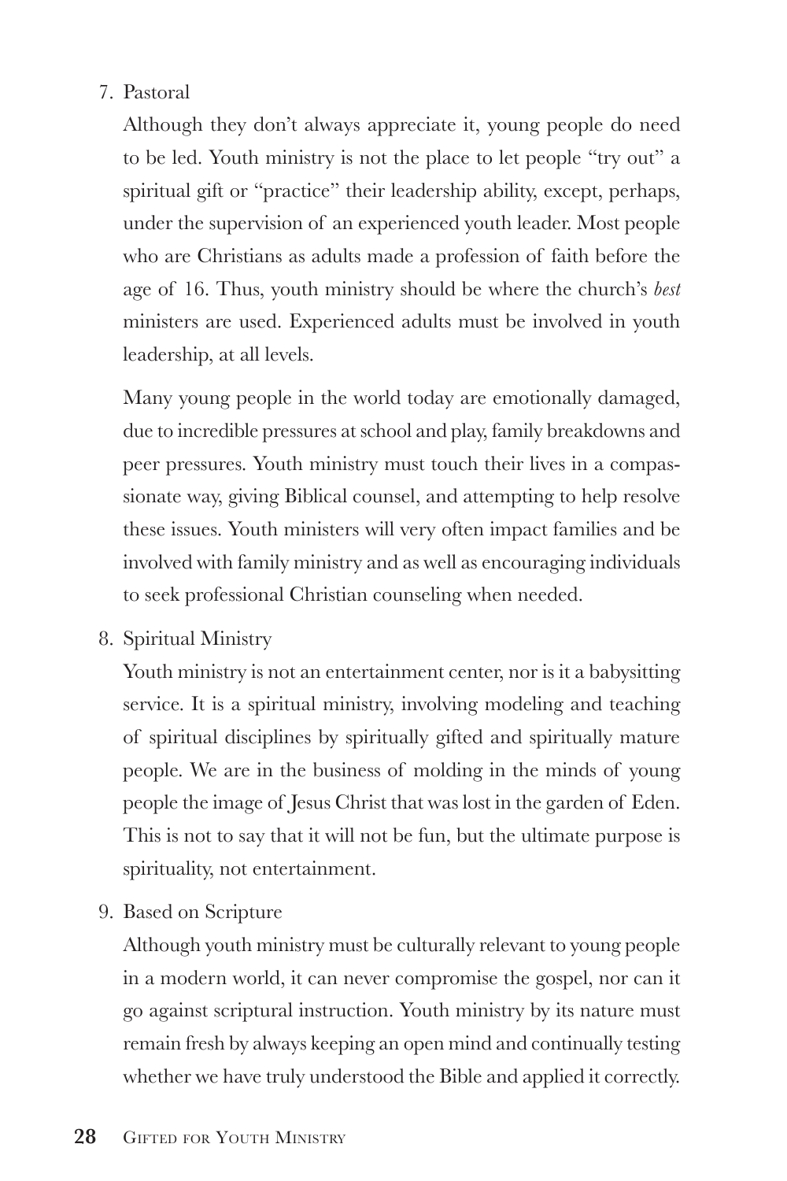7. Pastoral

   Although they don't always appreciate it, young people do need to be led. Youth ministry is not the place to let people "try out" a spiritual gift or "practice" their leadership ability, except, perhaps, under the supervision of an experienced youth leader. Most people who are Christians as adults made a profession of faith before the age of 16. Thus, youth ministry should be where the church's *best* ministers are used. Experienced adults must be involved in youth leadership, at all levels.

   Many young people in the world today are emotionally damaged, due to incredible pressures at school and play, family breakdowns and peer pressures. Youth ministry must touch their lives in a compassionate way, giving Biblical counsel, and attempting to help resolve these issues. Youth ministers will very often impact families and be involved with family ministry and as well as encouraging individuals to seek professional Christian counseling when needed.

8. Spiritual Ministry

   Youth ministry is not an entertainment center, nor is it a babysitting service. It is a spiritual ministry, involving modeling and teaching of spiritual disciplines by spiritually gifted and spiritually mature people. We are in the business of molding in the minds of young people the image of Jesus Christ that was lost in the garden of Eden. This is not to say that it will not be fun, but the ultimate purpose is spirituality, not entertainment.

9. Based on Scripture

   Although youth ministry must be culturally relevant to young people in a modern world, it can never compromise the gospel, nor can it go against scriptural instruction. Youth ministry by its nature must remain fresh by always keeping an open mind and continually testing whether we have truly understood the Bible and applied it correctly.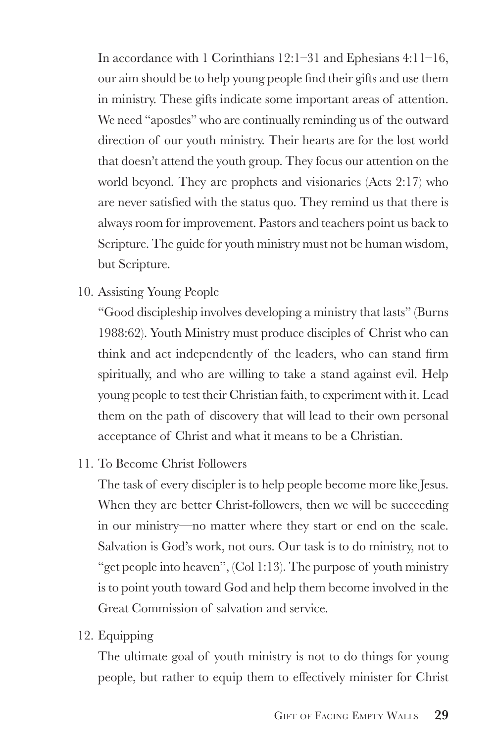In accordance with 1 Corinthians 12:1–31 and Ephesians 4:11–16, our aim should be to help young people find their gifts and use them in ministry. These gifts indicate some important areas of attention. We need "apostles" who are continually reminding us of the outward direction of our youth ministry. Their hearts are for the lost world that doesn't attend the youth group. They focus our attention on the world beyond. They are prophets and visionaries (Acts 2:17) who are never satisfied with the status quo. They remind us that there is always room for improvement. Pastors and teachers point us back to Scripture. The guide for youth ministry must not be human wisdom, but Scripture.

10. Assisting Young People

    "Good discipleship involves developing a ministry that lasts" (Burns 1988:62). Youth Ministry must produce disciples of Christ who can think and act independently of the leaders, who can stand firm spiritually, and who are willing to take a stand against evil. Help young people to test their Christian faith, to experiment with it. Lead them on the path of discovery that will lead to their own personal acceptance of Christ and what it means to be a Christian.

11. To Become Christ Followers

    The task of every discipler is to help people become more like Jesus. When they are better Christ-followers, then we will be succeeding in our ministry—no matter where they start or end on the scale. Salvation is God's work, not ours. Our task is to do ministry, not to "get people into heaven", (Col 1:13). The purpose of youth ministry is to point youth toward God and help them become involved in the Great Commission of salvation and service.

12. Equipping

    The ultimate goal of youth ministry is not to do things for young people, but rather to equip them to effectively minister for Christ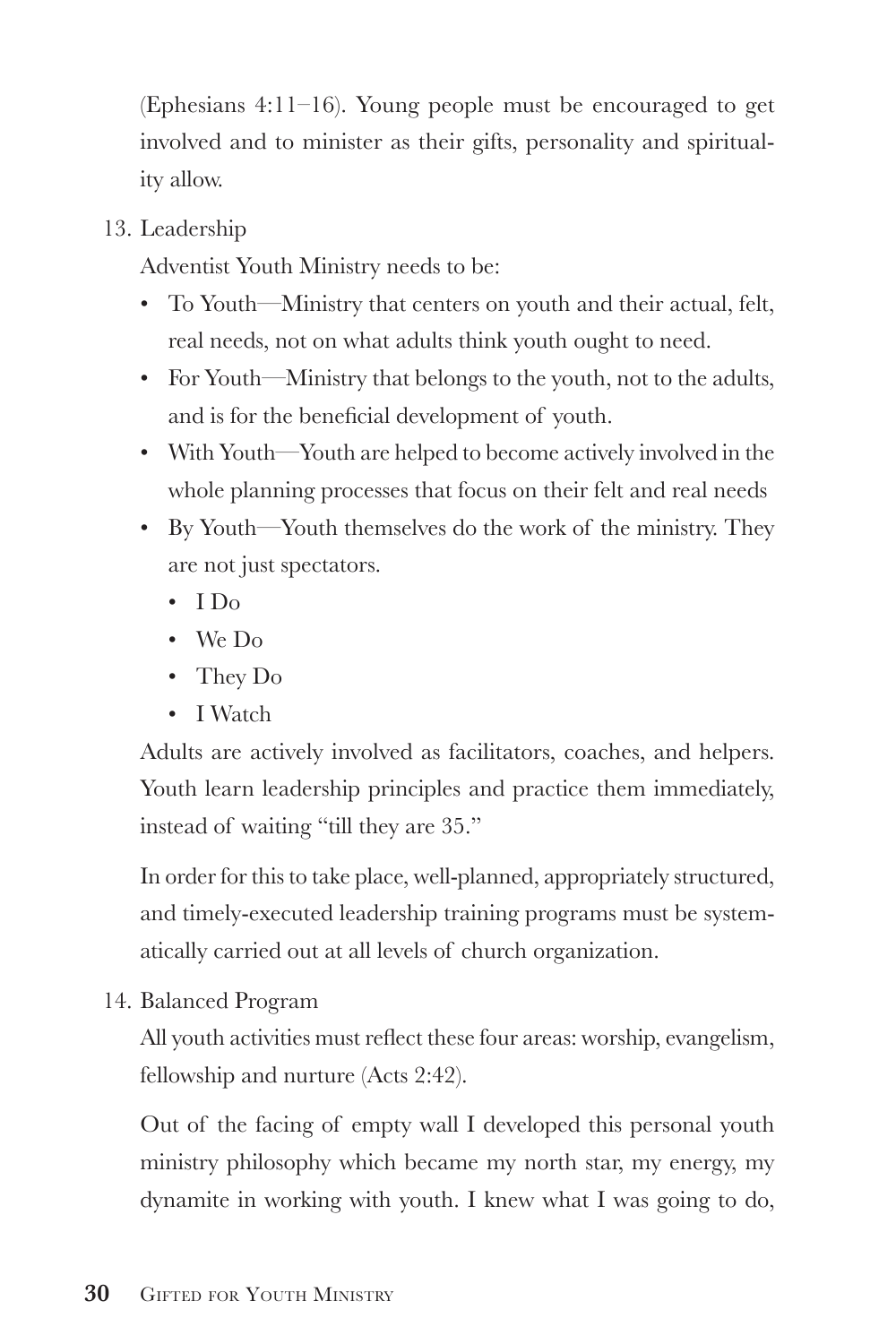(Ephesians 4:11–16). Young people must be encouraged to get involved and to minister as their gifts, personality and spirituality allow.

13. Leadership

    Adventist Youth Ministry needs to be:

    - To Youth—Ministry that centers on youth and their actual, felt, real needs, not on what adults think youth ought to need.
    - For Youth—Ministry that belongs to the youth, not to the adults, and is for the beneficial development of youth.
    - With Youth—Youth are helped to become actively involved in the whole planning processes that focus on their felt and real needs
    - By Youth—Youth themselves do the work of the ministry. They are not just spectators.
        - I Do
        - We Do
        - They Do
        - I Watch

    Adults are actively involved as facilitators, coaches, and helpers. Youth learn leadership principles and practice them immediately, instead of waiting "till they are 35."

    In order for this to take place, well-planned, appropriately structured, and timely-executed leadership training programs must be systematically carried out at all levels of church organization.

14. Balanced Program

    All youth activities must reflect these four areas: worship, evangelism, fellowship and nurture (Acts 2:42).

    Out of the facing of empty wall I developed this personal youth ministry philosophy which became my north star, my energy, my dynamite in working with youth. I knew what I was going to do,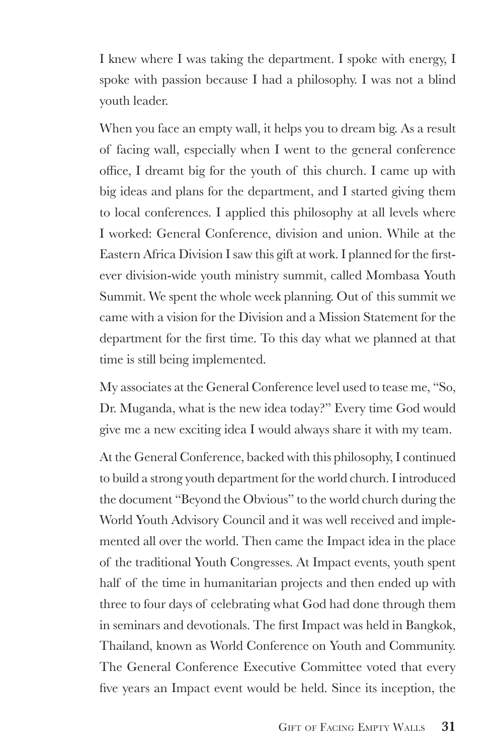I knew where I was taking the department. I spoke with energy, I spoke with passion because I had a philosophy. I was not a blind youth leader.

When you face an empty wall, it helps you to dream big. As a result of facing wall, especially when I went to the general conference office, I dreamt big for the youth of this church. I came up with big ideas and plans for the department, and I started giving them to local conferences. I applied this philosophy at all levels where I worked: General Conference, division and union. While at the Eastern Africa Division I saw this gift at work. I planned for the first-ever division-wide youth ministry summit, called Mombasa Youth Summit. We spent the whole week planning. Out of this summit we came with a vision for the Division and a Mission Statement for the department for the first time. To this day what we planned at that time is still being implemented.

My associates at the General Conference level used to tease me, "So, Dr. Muganda, what is the new idea today?" Every time God would give me a new exciting idea I would always share it with my team.

At the General Conference, backed with this philosophy, I continued to build a strong youth department for the world church. I introduced the document "Beyond the Obvious" to the world church during the World Youth Advisory Council and it was well received and implemented all over the world. Then came the Impact idea in the place of the traditional Youth Congresses. At Impact events, youth spent half of the time in humanitarian projects and then ended up with three to four days of celebrating what God had done through them in seminars and devotionals. The first Impact was held in Bangkok, Thailand, known as World Conference on Youth and Community. The General Conference Executive Committee voted that every five years an Impact event would be held. Since its inception, the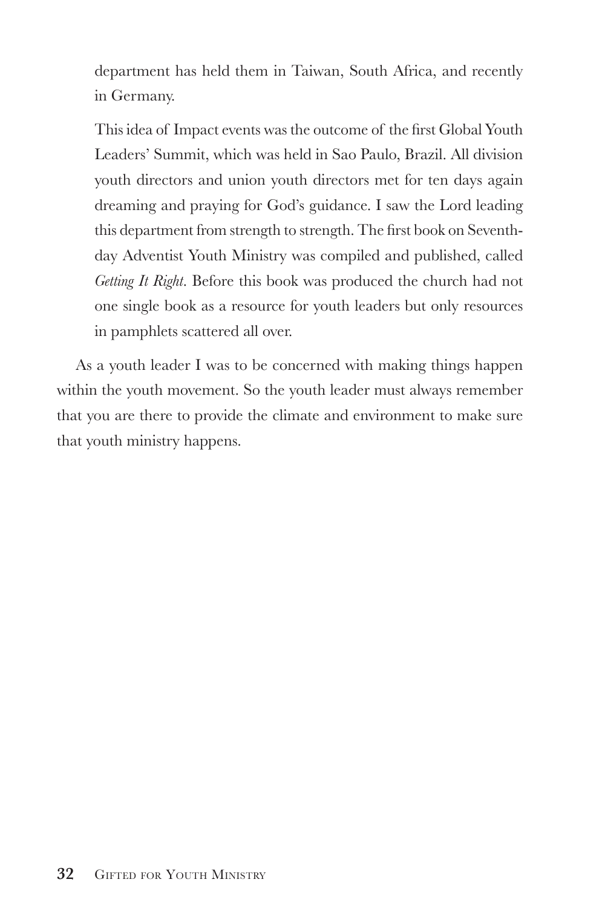department has held them in Taiwan, South Africa, and recently in Germany.

This idea of Impact events was the outcome of the first Global Youth Leaders' Summit, which was held in Sao Paulo, Brazil. All division youth directors and union youth directors met for ten days again dreaming and praying for God's guidance. I saw the Lord leading this department from strength to strength. The first book on Seventh-day Adventist Youth Ministry was compiled and published, called *Getting It Right*. Before this book was produced the church had not one single book as a resource for youth leaders but only resources in pamphlets scattered all over.

As a youth leader I was to be concerned with making things happen within the youth movement. So the youth leader must always remember that you are there to provide the climate and environment to make sure that youth ministry happens.